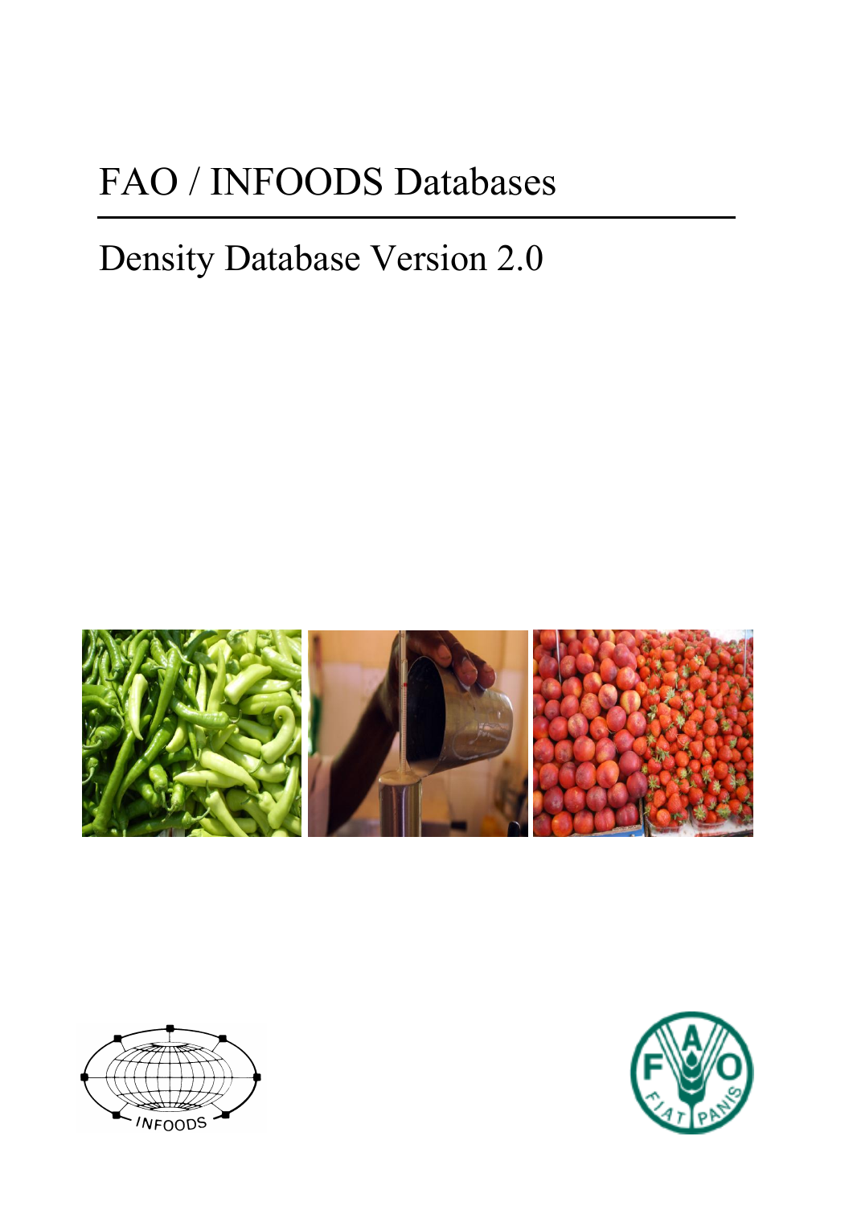# FAO / INFOODS Databases

## Density Database Version 2.0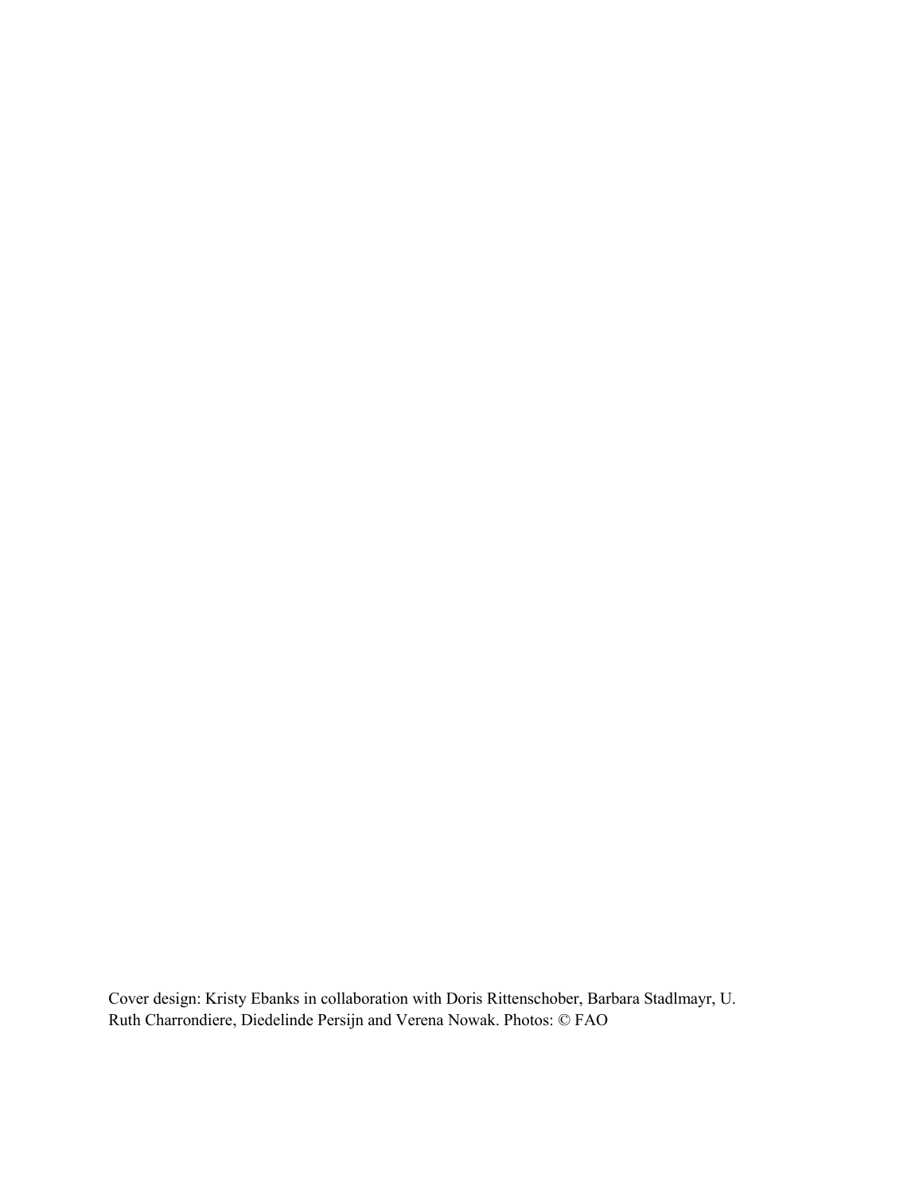Cover design: Kristy Ebanks in collaboration with Doris Rittenschober, Barbara Stadlmayr, U. Ruth Charrondiere, Diedelinde Persijn and Verena Nowak. Photos: © FAO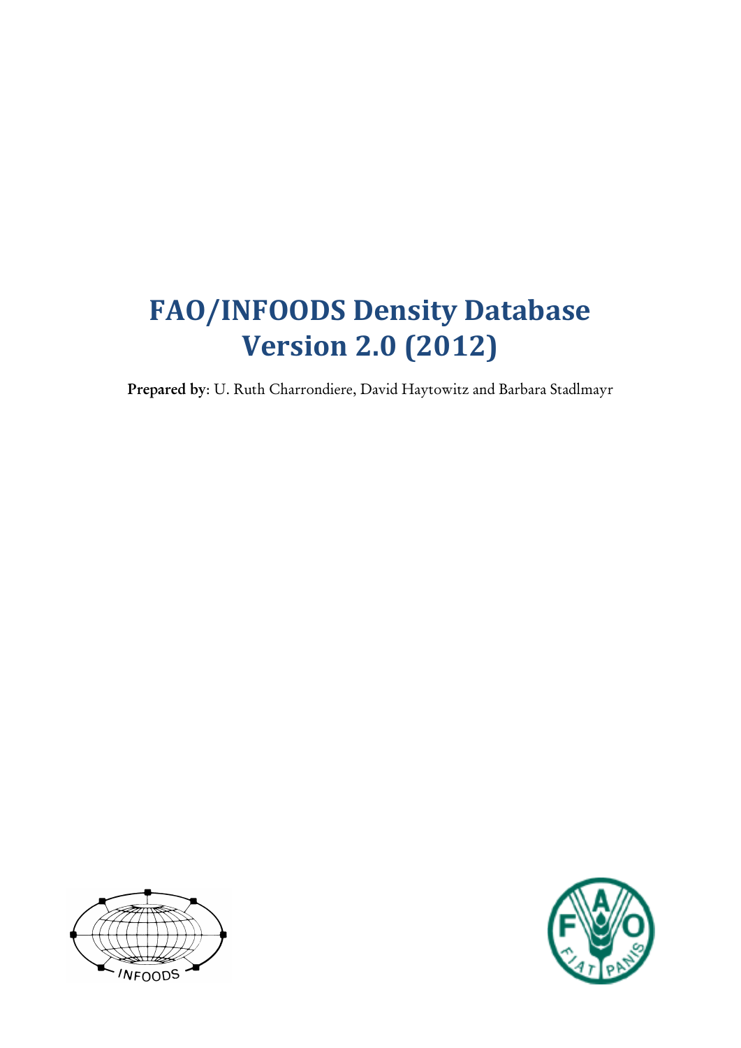# FAO/INFOODS Density Database Version 2.0 (2012)

**Prepared by**: U. Ruth Charrondiere, David Haytowitz and Barbara Stadlmayr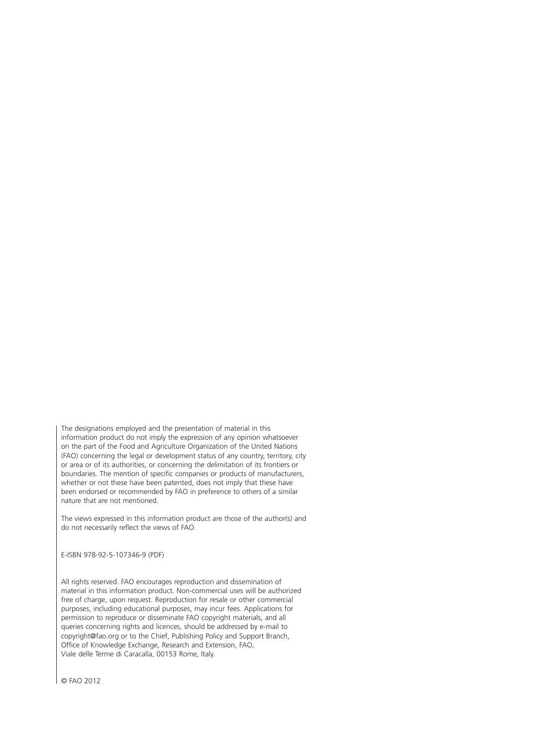The designations employed and the presentation of material in this information product do not imply the expression of any opinion whatsoever on the part of the Food and Agriculture Organization of the United Nations (FAO) concerning the legal or development status of any country, territory, city or area or of its authorities, or concerning the delimitation of its frontiers or boundaries. The mention of specific companies or products of manufacturers, whether or not these have been patented, does not imply that these have been endorsed or recommended by FAO in preference to others of a similar nature that are not mentioned.

The views expressed in this information product are those of the author(s) and do not necessarily reflect the views of FAO.

E-ISBN 978-92-5-107346-9 (PDF)

All rights reserved. FAO encourages reproduction and dissemination of material in this information product. Non-commercial uses will be authorized free of charge, upon request. Reproduction for resale or other commercial purposes, including educational purposes, may incur fees. Applications for permission to reproduce or disseminate FAO copyright materials, and all queries concerning rights and licences, should be addressed by e-mail to copyright@fao.org or to the Chief, Publishing Policy and Support Branch, Office of Knowledge Exchange, Research and Extension, FAO, Viale delle Terme di Caracalla, 00153 Rome, Italy.

© FAO 2012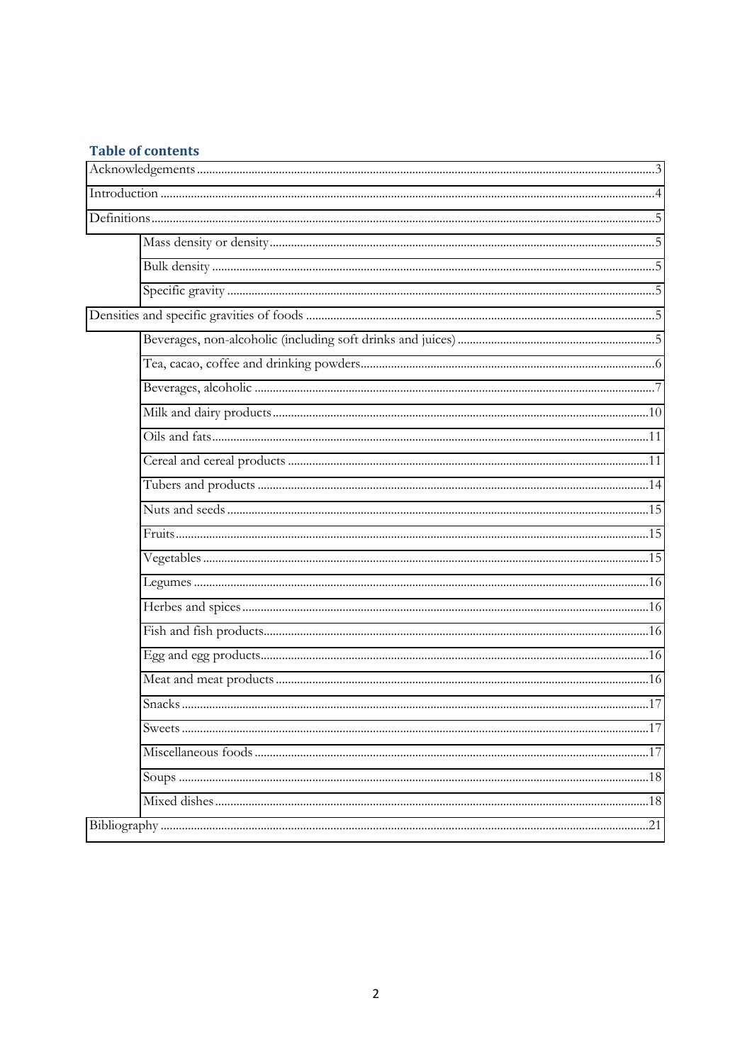## Table of contents

- Acknowledgements ....................................................................................................................3
- Introduction ..............................................................................................................................4
- Definitions.................................................................................................................................5
  - Mass density or density.............................................................................................................5
  - Bulk density ..............................................................................................................................5
  - Specific gravity .........................................................................................................................5
- Densities and specific gravities of foods .....................................................................................5
  - Beverages, non-alcoholic (including soft drinks and juices) ...........................................................5
  - Tea, cacao, coffee and drinking powders........................................................................................6
  - Beverages, alcoholic ..................................................................................................................7
  - Milk and dairy products............................................................................................................10
  - Oils and fats.............................................................................................................................11
  - Cereal and cereal products .......................................................................................................11
  - Tubers and products ................................................................................................................14
  - Nuts and seeds ........................................................................................................................15
  - Fruits.......................................................................................................................................15
  - Vegetables ...............................................................................................................................15
  - Legumes ..................................................................................................................................16
  - Herbes and spices....................................................................................................................16
  - Fish and fish products..............................................................................................................16
  - Egg and egg products...............................................................................................................16
  - Meat and meat products ...........................................................................................................16
  - Snacks .....................................................................................................................................17
  - Sweets .....................................................................................................................................17
  - Miscellaneous foods .................................................................................................................17
  - Soups .......................................................................................................................................18
  - Mixed dishes ............................................................................................................................18
- Bibliography .............................................................................................................................21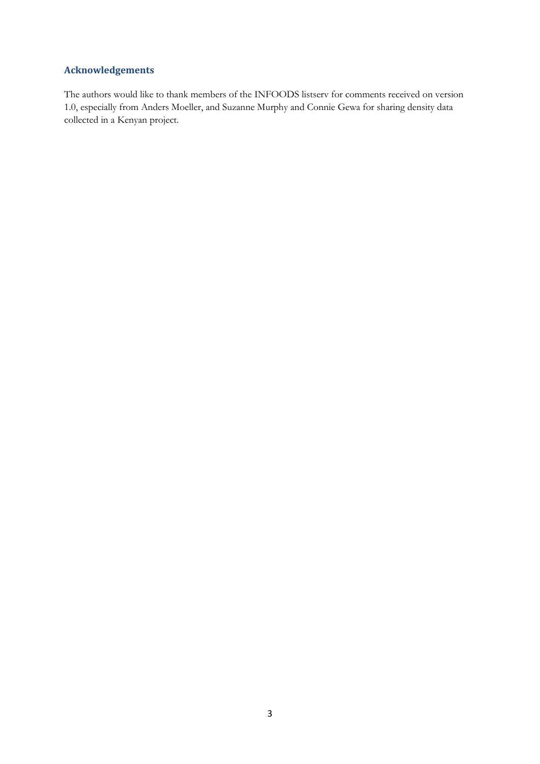## Acknowledgements

The authors would like to thank members of the INFOODS listserv for comments received on version 1.0, especially from Anders Moeller, and Suzanne Murphy and Connie Gewa for sharing density data collected in a Kenyan project.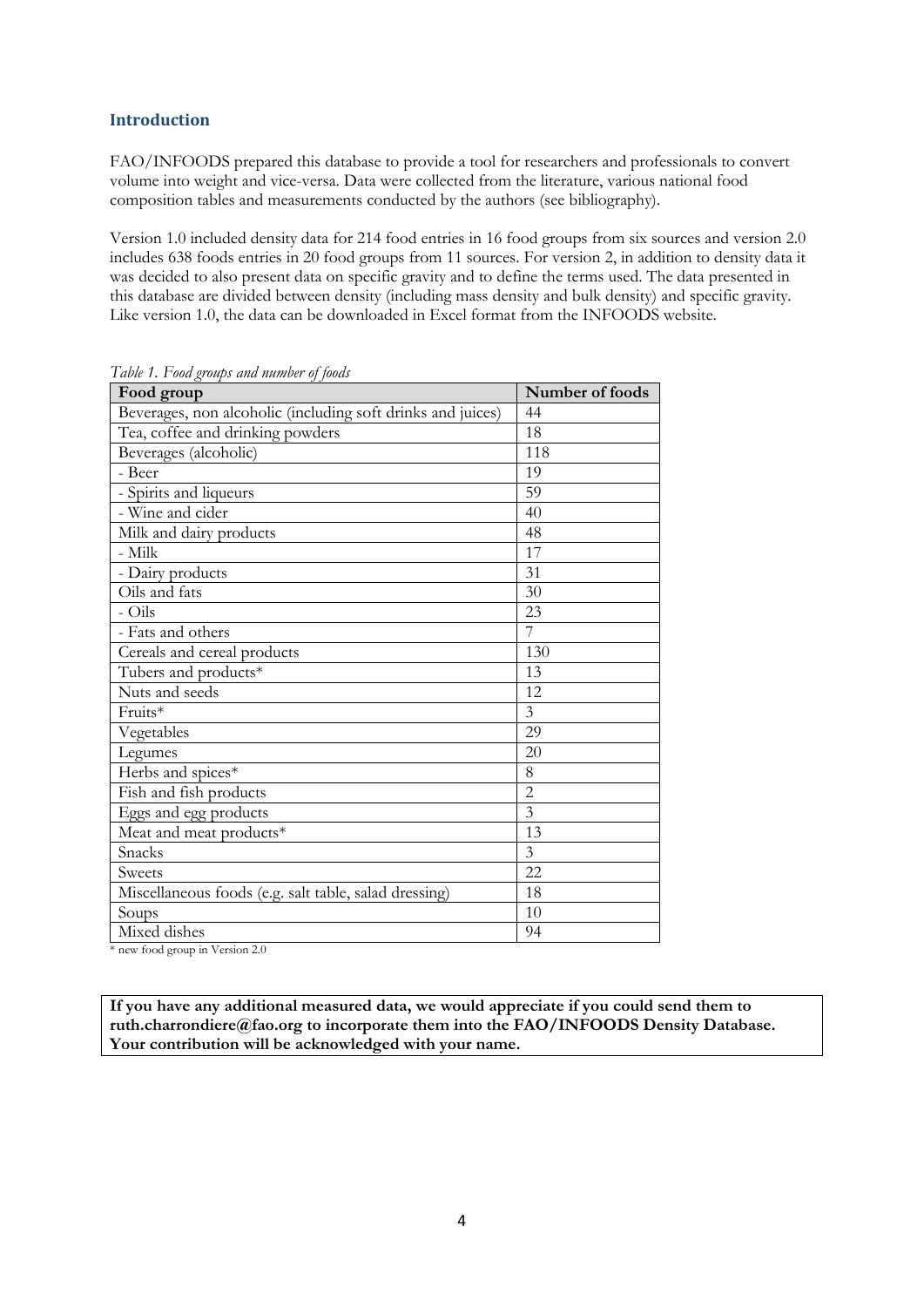## Introduction

FAO/INFOODS prepared this database to provide a tool for researchers and professionals to convert volume into weight and vice-versa. Data were collected from the literature, various national food composition tables and measurements conducted by the authors (see bibliography).

Version 1.0 included density data for 214 food entries in 16 food groups from six sources and version 2.0 includes 638 foods entries in 20 food groups from 11 sources. For version 2, in addition to density data it was decided to also present data on specific gravity and to define the terms used. The data presented in this database are divided between density (including mass density and bulk density) and specific gravity. Like version 1.0, the data can be downloaded in Excel format from the INFOODS website.

*Table 1. Food groups and number of foods*

| Food group | Number of foods |
|---|---|
| Beverages, non alcoholic (including soft drinks and juices) | 44 |
| Tea, coffee and drinking powders | 18 |
| Beverages (alcoholic) | 118 |
| - Beer | 19 |
| - Spirits and liqueurs | 59 |
| - Wine and cider | 40 |
| Milk and dairy products | 48 |
| - Milk | 17 |
| - Dairy products | 31 |
| Oils and fats | 30 |
| - Oils | 23 |
| - Fats and others | 7 |
| Cereals and cereal products | 130 |
| Tubers and products* | 13 |
| Nuts and seeds | 12 |
| Fruits* | 3 |
| Vegetables | 29 |
| Legumes | 20 |
| Herbs and spices* | 8 |
| Fish and fish products | 2 |
| Eggs and egg products | 3 |
| Meat and meat products* | 13 |
| Snacks | 3 |
| Sweets | 22 |
| Miscellaneous foods (e.g. salt table, salad dressing) | 18 |
| Soups | 10 |
| Mixed dishes | 94 |

\* new food group in Version 2.0

**If you have any additional measured data, we would appreciate if you could send them to ruth.charrondiere@fao.org to incorporate them into the FAO/INFOODS Density Database. Your contribution will be acknowledged with your name.**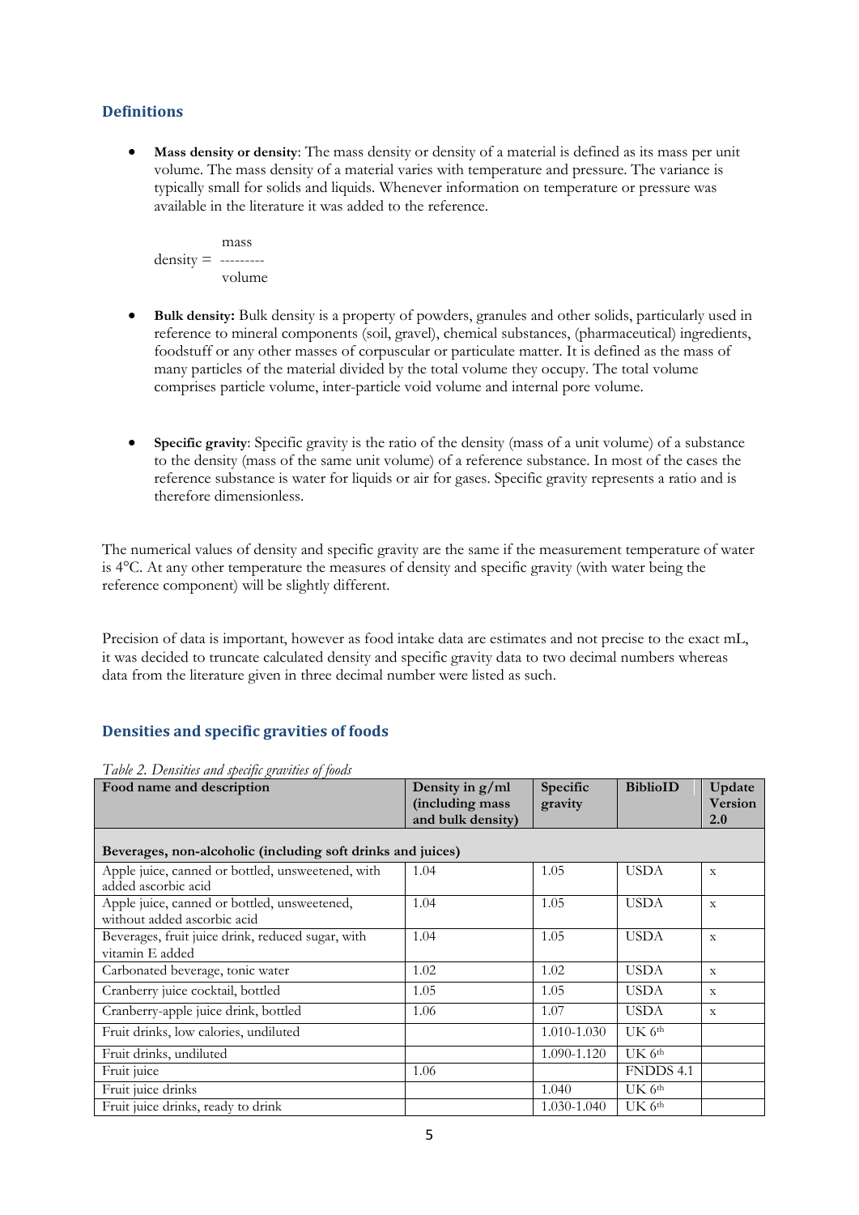## Definitions

- **Mass density or density**: The mass density or density of a material is defined as its mass per unit volume. The mass density of a material varies with temperature and pressure. The variance is typically small for solids and liquids. Whenever information on temperature or pressure was available in the literature it was added to the reference.

$$\text{density} = \frac{\text{mass}}{\text{volume}}$$

- **Bulk density:** Bulk density is a property of powders, granules and other solids, particularly used in reference to mineral components (soil, gravel), chemical substances, (pharmaceutical) ingredients, foodstuff or any other masses of corpuscular or particulate matter. It is defined as the mass of many particles of the material divided by the total volume they occupy. The total volume comprises particle volume, inter-particle void volume and internal pore volume.

- **Specific gravity**: Specific gravity is the ratio of the density (mass of a unit volume) of a substance to the density (mass of the same unit volume) of a reference substance. In most of the cases the reference substance is water for liquids or air for gases. Specific gravity represents a ratio and is therefore dimensionless.

The numerical values of density and specific gravity are the same if the measurement temperature of water is 4°C. At any other temperature the measures of density and specific gravity (with water being the reference component) will be slightly different.

Precision of data is important, however as food intake data are estimates and not precise to the exact mL, it was decided to truncate calculated density and specific gravity data to two decimal numbers whereas data from the literature given in three decimal number were listed as such.

## Densities and specific gravities of foods

*Table 2. Densities and specific gravities of foods*

| Food name and description | Density in g/ml (including mass and bulk density) | Specific gravity | BiblioID | Update Version 2.0 |
|---|---|---|---|---|
| **Beverages, non-alcoholic (including soft drinks and juices)** | | | | |
| Apple juice, canned or bottled, unsweetened, with added ascorbic acid | 1.04 | 1.05 | USDA | x |
| Apple juice, canned or bottled, unsweetened, without added ascorbic acid | 1.04 | 1.05 | USDA | x |
| Beverages, fruit juice drink, reduced sugar, with vitamin E added | 1.04 | 1.05 | USDA | x |
| Carbonated beverage, tonic water | 1.02 | 1.02 | USDA | x |
| Cranberry juice cocktail, bottled | 1.05 | 1.05 | USDA | x |
| Cranberry-apple juice drink, bottled | 1.06 | 1.07 | USDA | x |
| Fruit drinks, low calories, undiluted | | 1.010-1.030 | UK 6th | |
| Fruit drinks, undiluted | | 1.090-1.120 | UK 6th | |
| Fruit juice | 1.06 | | FNDDS 4.1 | |
| Fruit juice drinks | | 1.040 | UK 6th | |
| Fruit juice drinks, ready to drink | | 1.030-1.040 | UK 6th | |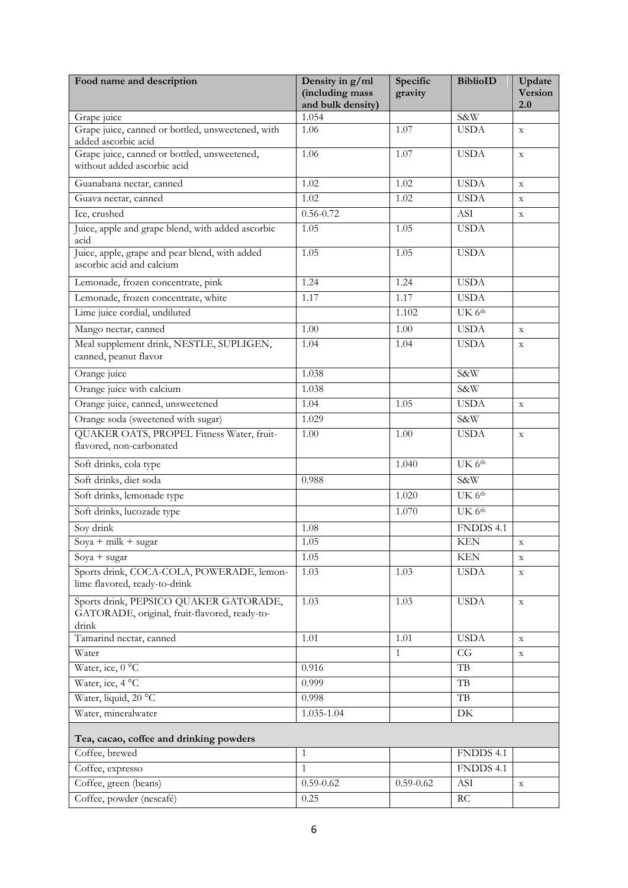| Food name and description | Density in g/ml (including mass and bulk density) | Specific gravity | BiblioID | Update Version 2.0 |
|---|---|---|---|---|
| Grape juice | 1.054 | | S&W | |
| Grape juice, canned or bottled, unsweetened, with added ascorbic acid | 1.06 | 1.07 | USDA | x |
| Grape juice, canned or bottled, unsweetened, without added ascorbic acid | 1.06 | 1.07 | USDA | x |
| Guanabana nectar, canned | 1.02 | 1.02 | USDA | x |
| Guava nectar, canned | 1.02 | 1.02 | USDA | x |
| Ice, crushed | 0.56-0.72 | | ASI | x |
| Juice, apple and grape blend, with added ascorbic acid | 1.05 | 1.05 | USDA | |
| Juice, apple, grape and pear blend, with added ascorbic acid and calcium | 1.05 | 1.05 | USDA | |
| Lemonade, frozen concentrate, pink | 1.24 | 1.24 | USDA | |
| Lemonade, frozen concentrate, white | 1.17 | 1.17 | USDA | |
| Lime juice cordial, undiluted | | 1.102 | UK 6th | |
| Mango nectar, canned | 1.00 | 1.00 | USDA | x |
| Meal supplement drink, NESTLE, SUPLIGEN, canned, peanut flavor | 1.04 | 1.04 | USDA | x |
| Orange juice | 1.038 | | S&W | |
| Orange juice with calcium | 1.038 | | S&W | |
| Orange juice, canned, unsweetened | 1.04 | 1.05 | USDA | x |
| Orange soda (sweetened with sugar) | 1.029 | | S&W | |
| QUAKER OATS, PROPEL Fitness Water, fruit-flavored, non-carbonated | 1.00 | 1.00 | USDA | x |
| Soft drinks, cola type | | 1.040 | UK 6th | |
| Soft drinks, diet soda | 0.988 | | S&W | |
| Soft drinks, lemonade type | | 1.020 | UK 6th | |
| Soft drinks, lucozade type | | 1.070 | UK 6th | |
| Soy drink | 1.08 | | FNDDS 4.1 | |
| Soya + milk + sugar | 1.05 | | KEN | x |
| Soya + sugar | 1.05 | | KEN | x |
| Sports drink, COCA-COLA, POWERADE, lemon-lime flavored, ready-to-drink | 1.03 | 1.03 | USDA | x |
| Sports drink, PEPSICO QUAKER GATORADE, GATORADE, original, fruit-flavored, ready-to-drink | 1.03 | 1.03 | USDA | x |
| Tamarind nectar, canned | 1.01 | 1.01 | USDA | x |
| Water | | 1 | CG | x |
| Water, ice, 0 °C | 0.916 | | TB | |
| Water, ice, 4 °C | 0.999 | | TB | |
| Water, liquid, 20 °C | 0.998 | | TB | |
| Water, mineralwater | 1.035-1.04 | | DK | |
| **Tea, cacao, coffee and drinking powders** | | | | |
| Coffee, brewed | 1 | | FNDDS 4.1 | |
| Coffee, expresso | 1 | | FNDDS 4.1 | |
| Coffee, green (beans) | 0.59-0.62 | 0.59-0.62 | ASI | x |
| Coffee, powder (nescafé) | 0.25 | | RC | |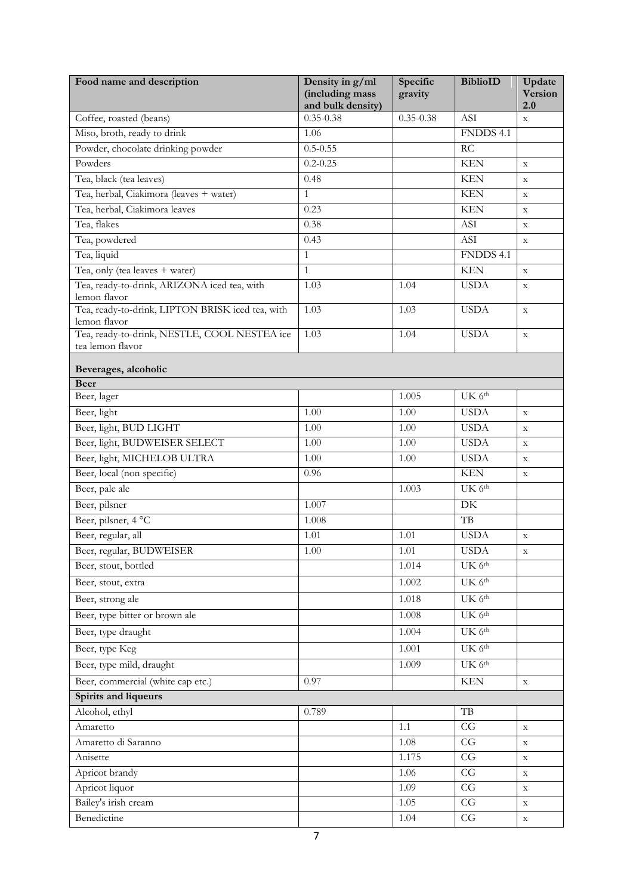| Food name and description | Density in g/ml (including mass and bulk density) | Specific gravity | BiblioID | Update Version 2.0 |
|---|---|---|---|---|
| Coffee, roasted (beans) | 0.35-0.38 | 0.35-0.38 | ASI | x |
| Miso, broth, ready to drink | 1.06 | | FNDDS 4.1 | |
| Powder, chocolate drinking powder | 0.5-0.55 | | RC | |
| Powders | 0.2-0.25 | | KEN | x |
| Tea, black (tea leaves) | 0.48 | | KEN | x |
| Tea, herbal, Ciakimora (leaves + water) | 1 | | KEN | x |
| Tea, herbal, Ciakimora leaves | 0.23 | | KEN | x |
| Tea, flakes | 0.38 | | ASI | x |
| Tea, powdered | 0.43 | | ASI | x |
| Tea, liquid | 1 | | FNDDS 4.1 | |
| Tea, only (tea leaves + water) | 1 | | KEN | x |
| Tea, ready-to-drink, ARIZONA iced tea, with lemon flavor | 1.03 | 1.04 | USDA | x |
| Tea, ready-to-drink, LIPTON BRISK iced tea, with lemon flavor | 1.03 | 1.03 | USDA | x |
| Tea, ready-to-drink, NESTLE, COOL NESTEA ice tea lemon flavor | 1.03 | 1.04 | USDA | x |
| **Beverages, alcoholic** | | | | |
| **Beer** | | | | |
| Beer, lager | | 1.005 | UK 6th | |
| Beer, light | 1.00 | 1.00 | USDA | x |
| Beer, light, BUD LIGHT | 1.00 | 1.00 | USDA | x |
| Beer, light, BUDWEISER SELECT | 1.00 | 1.00 | USDA | x |
| Beer, light, MICHELOB ULTRA | 1.00 | 1.00 | USDA | x |
| Beer, local (non specific) | 0.96 | | KEN | x |
| Beer, pale ale | | 1.003 | UK 6th | |
| Beer, pilsner | 1.007 | | DK | |
| Beer, pilsner, 4 °C | 1.008 | | TB | |
| Beer, regular, all | 1.01 | 1.01 | USDA | x |
| Beer, regular, BUDWEISER | 1.00 | 1.01 | USDA | x |
| Beer, stout, bottled | | 1.014 | UK 6th | |
| Beer, stout, extra | | 1.002 | UK 6th | |
| Beer, strong ale | | 1.018 | UK 6th | |
| Beer, type bitter or brown ale | | 1.008 | UK 6th | |
| Beer, type draught | | 1.004 | UK 6th | |
| Beer, type Keg | | 1.001 | UK 6th | |
| Beer, type mild, draught | | 1.009 | UK 6th | |
| Beer, commercial (white cap etc.) | 0.97 | | KEN | x |
| **Spirits and liqueurs** | | | | |
| Alcohol, ethyl | 0.789 | | TB | |
| Amaretto | | 1.1 | CG | x |
| Amaretto di Saranno | | 1.08 | CG | x |
| Anisette | | 1.175 | CG | x |
| Apricot brandy | | 1.06 | CG | x |
| Apricot liquor | | 1.09 | CG | x |
| Bailey's irish cream | | 1.05 | CG | x |
| Benedictine | | 1.04 | CG | x |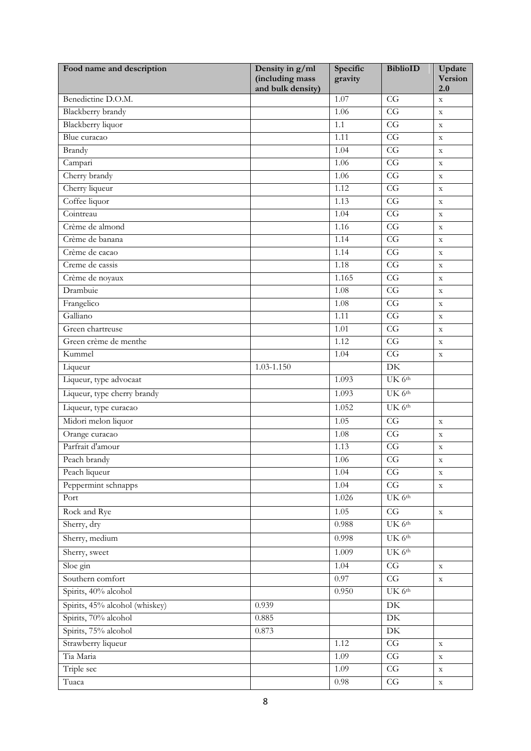| Food name and description | Density in g/ml (including mass and bulk density) | Specific gravity | BiblioID | Update Version 2.0 |
|---|---|---|---|---|
| Benedictine D.O.M. | | 1.07 | CG | x |
| Blackberry brandy | | 1.06 | CG | x |
| Blackberry liquor | | 1.1 | CG | x |
| Blue curacao | | 1.11 | CG | x |
| Brandy | | 1.04 | CG | x |
| Campari | | 1.06 | CG | x |
| Cherry brandy | | 1.06 | CG | x |
| Cherry liqueur | | 1.12 | CG | x |
| Coffee liquor | | 1.13 | CG | x |
| Cointreau | | 1.04 | CG | x |
| Crème de almond | | 1.16 | CG | x |
| Crème de banana | | 1.14 | CG | x |
| Crème de cacao | | 1.14 | CG | x |
| Creme de cassis | | 1.18 | CG | x |
| Crème de noyaux | | 1.165 | CG | x |
| Drambuie | | 1.08 | CG | x |
| Frangelico | | 1.08 | CG | x |
| Galliano | | 1.11 | CG | x |
| Green chartreuse | | 1.01 | CG | x |
| Green crème de menthe | | 1.12 | CG | x |
| Kummel | | 1.04 | CG | x |
| Liqueur | 1.03-1.150 | | DK | |
| Liqueur, type advocaat | | 1.093 | UK 6th | |
| Liqueur, type cherry brandy | | 1.093 | UK 6th | |
| Liqueur, type curacao | | 1.052 | UK 6th | |
| Midori melon liquor | | 1.05 | CG | x |
| Orange curacao | | 1.08 | CG | x |
| Parfrait d'amour | | 1.13 | CG | x |
| Peach brandy | | 1.06 | CG | x |
| Peach liqueur | | 1.04 | CG | x |
| Peppermint schnapps | | 1.04 | CG | x |
| Port | | 1.026 | UK 6th | |
| Rock and Rye | | 1.05 | CG | x |
| Sherry, dry | | 0.988 | UK 6th | |
| Sherry, medium | | 0.998 | UK 6th | |
| Sherry, sweet | | 1.009 | UK 6th | |
| Sloe gin | | 1.04 | CG | x |
| Southern comfort | | 0.97 | CG | x |
| Spirits, 40% alcohol | | 0.950 | UK 6th | |
| Spirits, 45% alcohol (whiskey) | 0.939 | | DK | |
| Spirits, 70% alcohol | 0.885 | | DK | |
| Spirits, 75% alcohol | 0.873 | | DK | |
| Strawberry liqueur | | 1.12 | CG | x |
| Tia Maria | | 1.09 | CG | x |
| Triple sec | | 1.09 | CG | x |
| Tuaca | | 0.98 | CG | x |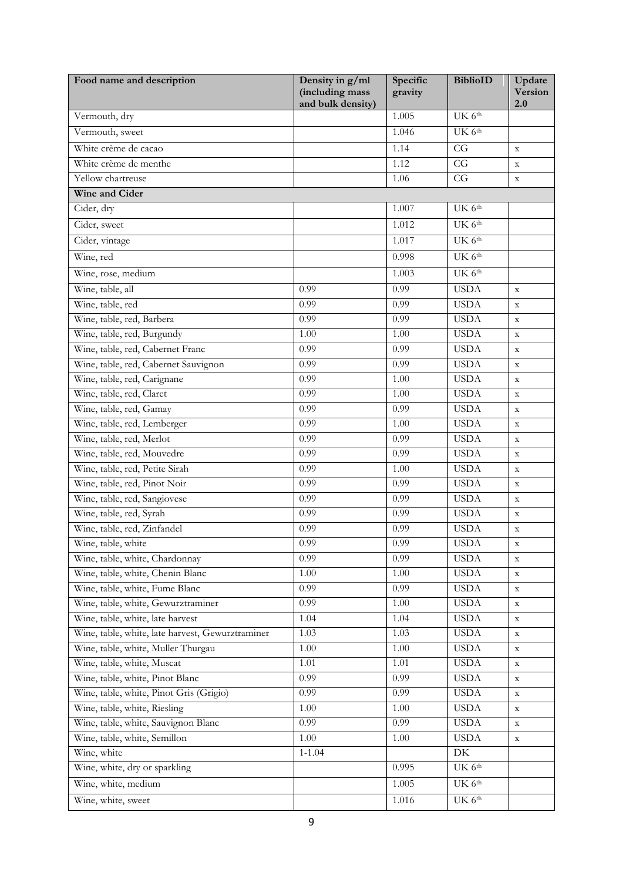| Food name and description | Density in g/ml (including mass and bulk density) | Specific gravity | BiblioID | Update Version 2.0 |
|---|---|---|---|---|
| Vermouth, dry | | 1.005 | UK 6th | |
| Vermouth, sweet | | 1.046 | UK 6th | |
| White crème de cacao | | 1.14 | CG | x |
| White crème de menthe | | 1.12 | CG | x |
| Yellow chartreuse | | 1.06 | CG | x |
| **Wine and Cider** | | | | |
| Cider, dry | | 1.007 | UK 6th | |
| Cider, sweet | | 1.012 | UK 6th | |
| Cider, vintage | | 1.017 | UK 6th | |
| Wine, red | | 0.998 | UK 6th | |
| Wine, rose, medium | | 1.003 | UK 6th | |
| Wine, table, all | 0.99 | 0.99 | USDA | x |
| Wine, table, red | 0.99 | 0.99 | USDA | x |
| Wine, table, red, Barbera | 0.99 | 0.99 | USDA | x |
| Wine, table, red, Burgundy | 1.00 | 1.00 | USDA | x |
| Wine, table, red, Cabernet Franc | 0.99 | 0.99 | USDA | x |
| Wine, table, red, Cabernet Sauvignon | 0.99 | 0.99 | USDA | x |
| Wine, table, red, Carignane | 0.99 | 1.00 | USDA | x |
| Wine, table, red, Claret | 0.99 | 1.00 | USDA | x |
| Wine, table, red, Gamay | 0.99 | 0.99 | USDA | x |
| Wine, table, red, Lemberger | 0.99 | 1.00 | USDA | x |
| Wine, table, red, Merlot | 0.99 | 0.99 | USDA | x |
| Wine, table, red, Mouvedre | 0.99 | 0.99 | USDA | x |
| Wine, table, red, Petite Sirah | 0.99 | 1.00 | USDA | x |
| Wine, table, red, Pinot Noir | 0.99 | 0.99 | USDA | x |
| Wine, table, red, Sangiovese | 0.99 | 0.99 | USDA | x |
| Wine, table, red, Syrah | 0.99 | 0.99 | USDA | x |
| Wine, table, red, Zinfandel | 0.99 | 0.99 | USDA | x |
| Wine, table, white | 0.99 | 0.99 | USDA | x |
| Wine, table, white, Chardonnay | 0.99 | 0.99 | USDA | x |
| Wine, table, white, Chenin Blanc | 1.00 | 1.00 | USDA | x |
| Wine, table, white, Fume Blanc | 0.99 | 0.99 | USDA | x |
| Wine, table, white, Gewurztraminer | 0.99 | 1.00 | USDA | x |
| Wine, table, white, late harvest | 1.04 | 1.04 | USDA | x |
| Wine, table, white, late harvest, Gewurztraminer | 1.03 | 1.03 | USDA | x |
| Wine, table, white, Muller Thurgau | 1.00 | 1.00 | USDA | x |
| Wine, table, white, Muscat | 1.01 | 1.01 | USDA | x |
| Wine, table, white, Pinot Blanc | 0.99 | 0.99 | USDA | x |
| Wine, table, white, Pinot Gris (Grigio) | 0.99 | 0.99 | USDA | x |
| Wine, table, white, Riesling | 1.00 | 1.00 | USDA | x |
| Wine, table, white, Sauvignon Blanc | 0.99 | 0.99 | USDA | x |
| Wine, table, white, Semillon | 1.00 | 1.00 | USDA | x |
| Wine, white | 1-1.04 | | DK | |
| Wine, white, dry or sparkling | | 0.995 | UK 6th | |
| Wine, white, medium | | 1.005 | UK 6th | |
| Wine, white, sweet | | 1.016 | UK 6th | |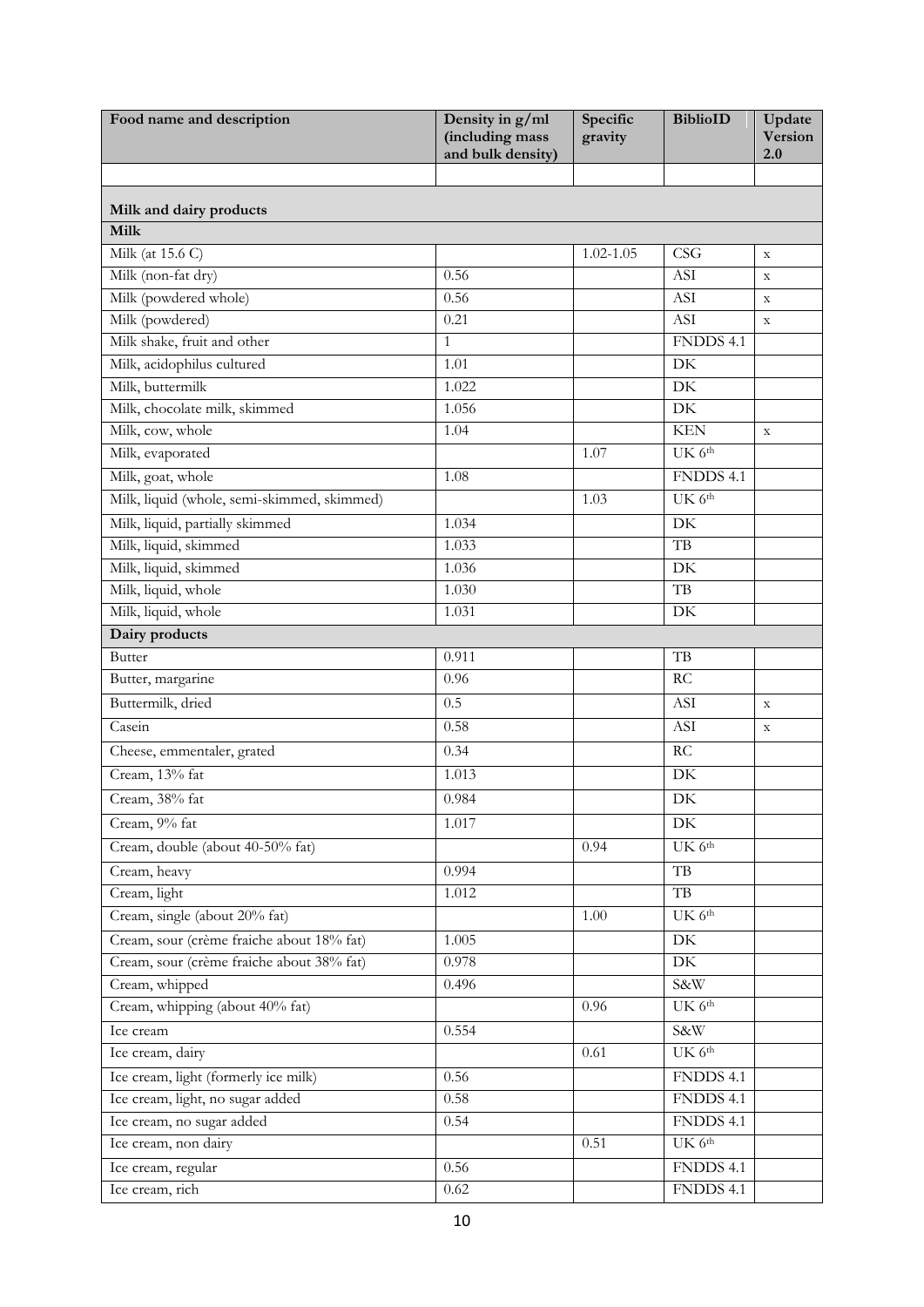| Food name and description | Density in g/ml (including mass and bulk density) | Specific gravity | BiblioID | Update Version 2.0 |
|---|---|---|---|---|
| | | | | |
| **Milk and dairy products** | | | | |
| **Milk** | | | | |
| Milk (at 15.6 C) | | 1.02-1.05 | CSG | x |
| Milk (non-fat dry) | 0.56 | | ASI | x |
| Milk (powdered whole) | 0.56 | | ASI | x |
| Milk (powdered) | 0.21 | | ASI | x |
| Milk shake, fruit and other | 1 | | FNDDS 4.1 | |
| Milk, acidophilus cultured | 1.01 | | DK | |
| Milk, buttermilk | 1.022 | | DK | |
| Milk, chocolate milk, skimmed | 1.056 | | DK | |
| Milk, cow, whole | 1.04 | | KEN | x |
| Milk, evaporated | | 1.07 | UK 6th | |
| Milk, goat, whole | 1.08 | | FNDDS 4.1 | |
| Milk, liquid (whole, semi-skimmed, skimmed) | | 1.03 | UK 6th | |
| Milk, liquid, partially skimmed | 1.034 | | DK | |
| Milk, liquid, skimmed | 1.033 | | TB | |
| Milk, liquid, skimmed | 1.036 | | DK | |
| Milk, liquid, whole | 1.030 | | TB | |
| Milk, liquid, whole | 1.031 | | DK | |
| **Dairy products** | | | | |
| Butter | 0.911 | | TB | |
| Butter, margarine | 0.96 | | RC | |
| Buttermilk, dried | 0.5 | | ASI | x |
| Casein | 0.58 | | ASI | x |
| Cheese, emmentaler, grated | 0.34 | | RC | |
| Cream, 13% fat | 1.013 | | DK | |
| Cream, 38% fat | 0.984 | | DK | |
| Cream, 9% fat | 1.017 | | DK | |
| Cream, double (about 40-50% fat) | | 0.94 | UK 6th | |
| Cream, heavy | 0.994 | | TB | |
| Cream, light | 1.012 | | TB | |
| Cream, single (about 20% fat) | | 1.00 | UK 6th | |
| Cream, sour (crème fraiche about 18% fat) | 1.005 | | DK | |
| Cream, sour (crème fraiche about 38% fat) | 0.978 | | DK | |
| Cream, whipped | 0.496 | | S&W | |
| Cream, whipping (about 40% fat) | | 0.96 | UK 6th | |
| Ice cream | 0.554 | | S&W | |
| Ice cream, dairy | | 0.61 | UK 6th | |
| Ice cream, light (formerly ice milk) | 0.56 | | FNDDS 4.1 | |
| Ice cream, light, no sugar added | 0.58 | | FNDDS 4.1 | |
| Ice cream, no sugar added | 0.54 | | FNDDS 4.1 | |
| Ice cream, non dairy | | 0.51 | UK 6th | |
| Ice cream, regular | 0.56 | | FNDDS 4.1 | |
| Ice cream, rich | 0.62 | | FNDDS 4.1 | |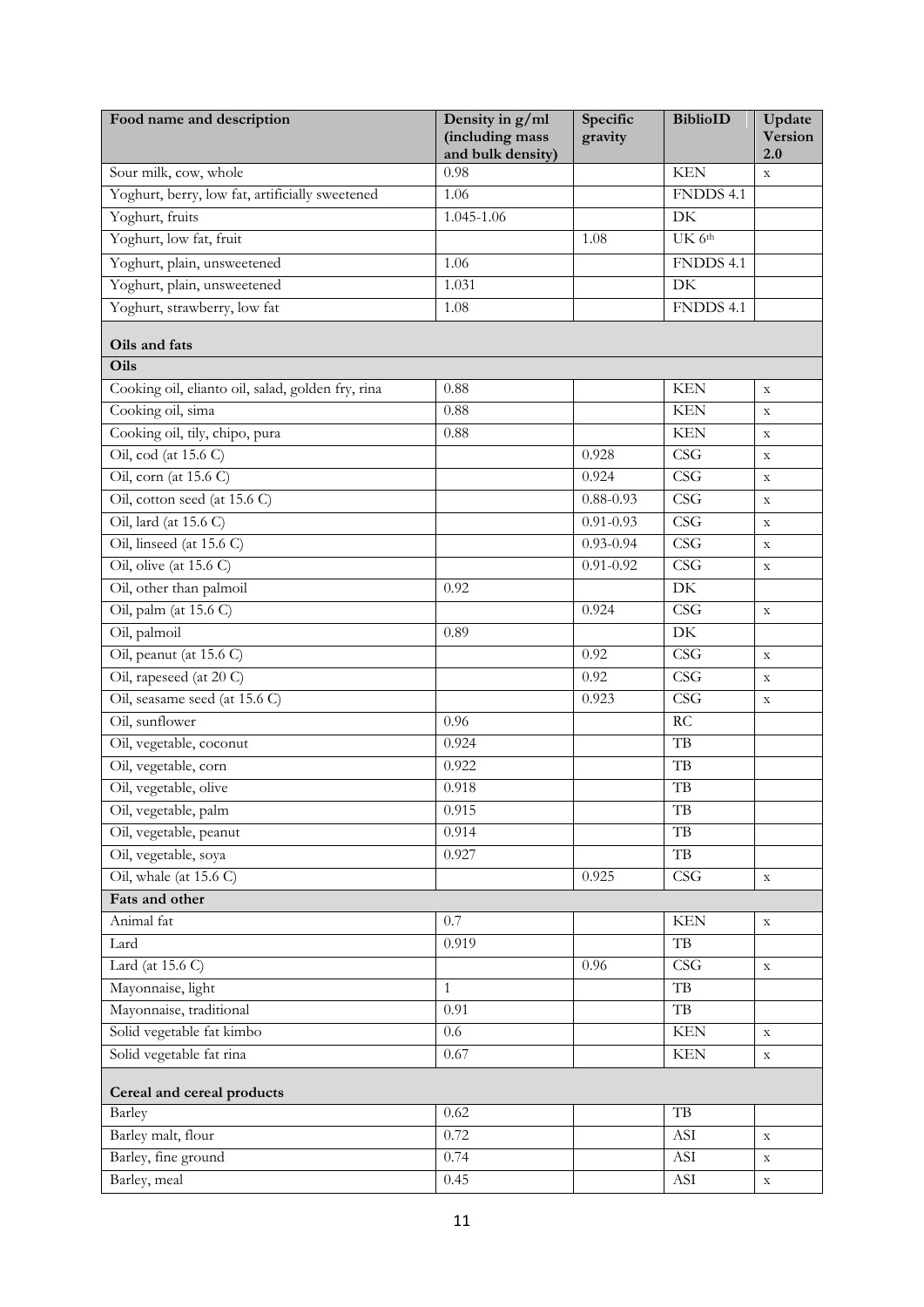| Food name and description | Density in g/ml (including mass and bulk density) | Specific gravity | BiblioID | Update Version 2.0 |
|---|---|---|---|---|
| Sour milk, cow, whole | 0.98 | | KEN | x |
| Yoghurt, berry, low fat, artificially sweetened | 1.06 | | FNDDS 4.1 | |
| Yoghurt, fruits | 1.045-1.06 | | DK | |
| Yoghurt, low fat, fruit | | 1.08 | UK 6th | |
| Yoghurt, plain, unsweetened | 1.06 | | FNDDS 4.1 | |
| Yoghurt, plain, unsweetened | 1.031 | | DK | |
| Yoghurt, strawberry, low fat | 1.08 | | FNDDS 4.1 | |
| **Oils and fats** | | | | |
| **Oils** | | | | |
| Cooking oil, elianto oil, salad, golden fry, rina | 0.88 | | KEN | x |
| Cooking oil, sima | 0.88 | | KEN | x |
| Cooking oil, tily, chipo, pura | 0.88 | | KEN | x |
| Oil, cod (at 15.6 C) | | 0.928 | CSG | x |
| Oil, corn (at 15.6 C) | | 0.924 | CSG | x |
| Oil, cotton seed (at 15.6 C) | | 0.88-0.93 | CSG | x |
| Oil, lard (at 15.6 C) | | 0.91-0.93 | CSG | x |
| Oil, linseed (at 15.6 C) | | 0.93-0.94 | CSG | x |
| Oil, olive (at 15.6 C) | | 0.91-0.92 | CSG | x |
| Oil, other than palmoil | 0.92 | | DK | |
| Oil, palm (at 15.6 C) | | 0.924 | CSG | x |
| Oil, palmoil | 0.89 | | DK | |
| Oil, peanut (at 15.6 C) | | 0.92 | CSG | x |
| Oil, rapeseed (at 20 C) | | 0.92 | CSG | x |
| Oil, seasame seed (at 15.6 C) | | 0.923 | CSG | x |
| Oil, sunflower | 0.96 | | RC | |
| Oil, vegetable, coconut | 0.924 | | TB | |
| Oil, vegetable, corn | 0.922 | | TB | |
| Oil, vegetable, olive | 0.918 | | TB | |
| Oil, vegetable, palm | 0.915 | | TB | |
| Oil, vegetable, peanut | 0.914 | | TB | |
| Oil, vegetable, soya | 0.927 | | TB | |
| Oil, whale (at 15.6 C) | | 0.925 | CSG | x |
| **Fats and other** | | | | |
| Animal fat | 0.7 | | KEN | x |
| Lard | 0.919 | | TB | |
| Lard (at 15.6 C) | | 0.96 | CSG | x |
| Mayonnaise, light | 1 | | TB | |
| Mayonnaise, traditional | 0.91 | | TB | |
| Solid vegetable fat kimbo | 0.6 | | KEN | x |
| Solid vegetable fat rina | 0.67 | | KEN | x |
| **Cereal and cereal products** | | | | |
| Barley | 0.62 | | TB | |
| Barley malt, flour | 0.72 | | ASI | x |
| Barley, fine ground | 0.74 | | ASI | x |
| Barley, meal | 0.45 | | ASI | x |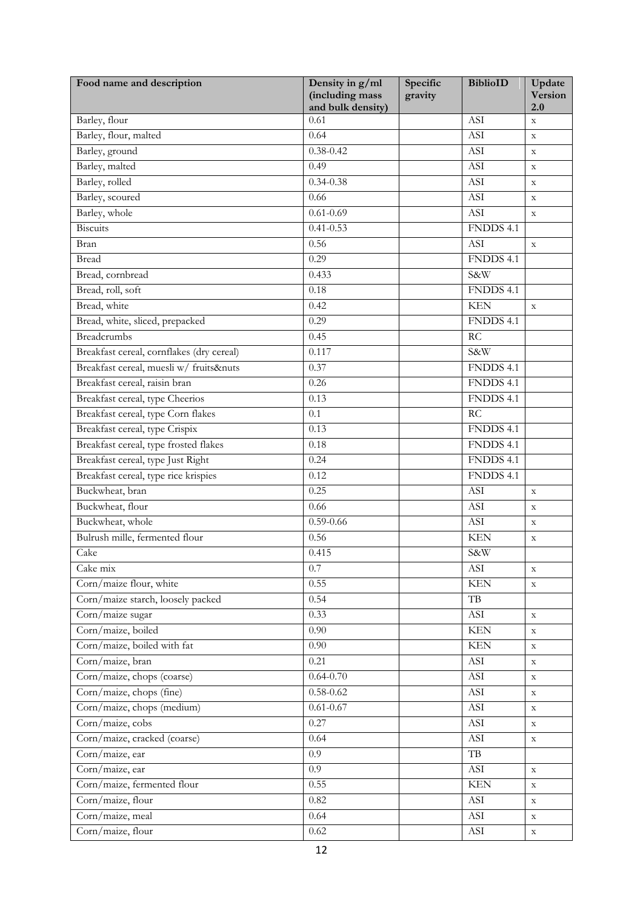| Food name and description | Density in g/ml (including mass and bulk density) | Specific gravity | BiblioID | Update Version 2.0 |
|---|---|---|---|---|
| Barley, flour | 0.61 | | ASI | x |
| Barley, flour, malted | 0.64 | | ASI | x |
| Barley, ground | 0.38-0.42 | | ASI | x |
| Barley, malted | 0.49 | | ASI | x |
| Barley, rolled | 0.34-0.38 | | ASI | x |
| Barley, scoured | 0.66 | | ASI | x |
| Barley, whole | 0.61-0.69 | | ASI | x |
| Biscuits | 0.41-0.53 | | FNDDS 4.1 | |
| Bran | 0.56 | | ASI | x |
| Bread | 0.29 | | FNDDS 4.1 | |
| Bread, cornbread | 0.433 | | S&W | |
| Bread, roll, soft | 0.18 | | FNDDS 4.1 | |
| Bread, white | 0.42 | | KEN | x |
| Bread, white, sliced, prepacked | 0.29 | | FNDDS 4.1 | |
| Breadcrumbs | 0.45 | | RC | |
| Breakfast cereal, cornflakes (dry cereal) | 0.117 | | S&W | |
| Breakfast cereal, muesli w/ fruits&nuts | 0.37 | | FNDDS 4.1 | |
| Breakfast cereal, raisin bran | 0.26 | | FNDDS 4.1 | |
| Breakfast cereal, type Cheerios | 0.13 | | FNDDS 4.1 | |
| Breakfast cereal, type Corn flakes | 0.1 | | RC | |
| Breakfast cereal, type Crispix | 0.13 | | FNDDS 4.1 | |
| Breakfast cereal, type frosted flakes | 0.18 | | FNDDS 4.1 | |
| Breakfast cereal, type Just Right | 0.24 | | FNDDS 4.1 | |
| Breakfast cereal, type rice krispies | 0.12 | | FNDDS 4.1 | |
| Buckwheat, bran | 0.25 | | ASI | x |
| Buckwheat, flour | 0.66 | | ASI | x |
| Buckwheat, whole | 0.59-0.66 | | ASI | x |
| Bulrush mille, fermented flour | 0.56 | | KEN | x |
| Cake | 0.415 | | S&W | |
| Cake mix | 0.7 | | ASI | x |
| Corn/maize flour, white | 0.55 | | KEN | x |
| Corn/maize starch, loosely packed | 0.54 | | TB | |
| Corn/maize sugar | 0.33 | | ASI | x |
| Corn/maize, boiled | 0.90 | | KEN | x |
| Corn/maize, boiled with fat | 0.90 | | KEN | x |
| Corn/maize, bran | 0.21 | | ASI | x |
| Corn/maize, chops (coarse) | 0.64-0.70 | | ASI | x |
| Corn/maize, chops (fine) | 0.58-0.62 | | ASI | x |
| Corn/maize, chops (medium) | 0.61-0.67 | | ASI | x |
| Corn/maize, cobs | 0.27 | | ASI | x |
| Corn/maize, cracked (coarse) | 0.64 | | ASI | x |
| Corn/maize, ear | 0.9 | | TB | |
| Corn/maize, ear | 0.9 | | ASI | x |
| Corn/maize, fermented flour | 0.55 | | KEN | x |
| Corn/maize, flour | 0.82 | | ASI | x |
| Corn/maize, meal | 0.64 | | ASI | x |
| Corn/maize, flour | 0.62 | | ASI | x |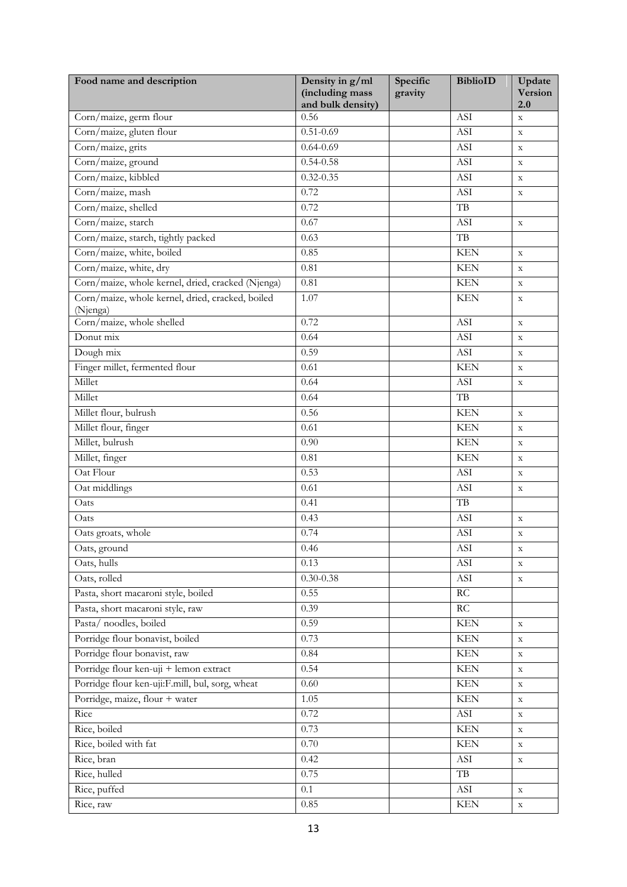| Food name and description | Density in g/ml (including mass and bulk density) | Specific gravity | BiblioID | Update Version 2.0 |
|---|---|---|---|---|
| Corn/maize, germ flour | 0.56 | | ASI | x |
| Corn/maize, gluten flour | 0.51-0.69 | | ASI | x |
| Corn/maize, grits | 0.64-0.69 | | ASI | x |
| Corn/maize, ground | 0.54-0.58 | | ASI | x |
| Corn/maize, kibbled | 0.32-0.35 | | ASI | x |
| Corn/maize, mash | 0.72 | | ASI | x |
| Corn/maize, shelled | 0.72 | | TB | |
| Corn/maize, starch | 0.67 | | ASI | x |
| Corn/maize, starch, tightly packed | 0.63 | | TB | |
| Corn/maize, white, boiled | 0.85 | | KEN | x |
| Corn/maize, white, dry | 0.81 | | KEN | x |
| Corn/maize, whole kernel, dried, cracked (Njenga) | 0.81 | | KEN | x |
| Corn/maize, whole kernel, dried, cracked, boiled (Njenga) | 1.07 | | KEN | x |
| Corn/maize, whole shelled | 0.72 | | ASI | x |
| Donut mix | 0.64 | | ASI | x |
| Dough mix | 0.59 | | ASI | x |
| Finger millet, fermented flour | 0.61 | | KEN | x |
| Millet | 0.64 | | ASI | x |
| Millet | 0.64 | | TB | |
| Millet flour, bulrush | 0.56 | | KEN | x |
| Millet flour, finger | 0.61 | | KEN | x |
| Millet, bulrush | 0.90 | | KEN | x |
| Millet, finger | 0.81 | | KEN | x |
| Oat Flour | 0.53 | | ASI | x |
| Oat middlings | 0.61 | | ASI | x |
| Oats | 0.41 | | TB | |
| Oats | 0.43 | | ASI | x |
| Oats groats, whole | 0.74 | | ASI | x |
| Oats, ground | 0.46 | | ASI | x |
| Oats, hulls | 0.13 | | ASI | x |
| Oats, rolled | 0.30-0.38 | | ASI | x |
| Pasta, short macaroni style, boiled | 0.55 | | RC | |
| Pasta, short macaroni style, raw | 0.39 | | RC | |
| Pasta/ noodles, boiled | 0.59 | | KEN | x |
| Porridge flour bonavist, boiled | 0.73 | | KEN | x |
| Porridge flour bonavist, raw | 0.84 | | KEN | x |
| Porridge flour ken-uji + lemon extract | 0.54 | | KEN | x |
| Porridge flour ken-uji:F.mill, bul, sorg, wheat | 0.60 | | KEN | x |
| Porridge, maize, flour + water | 1.05 | | KEN | x |
| Rice | 0.72 | | ASI | x |
| Rice, boiled | 0.73 | | KEN | x |
| Rice, boiled with fat | 0.70 | | KEN | x |
| Rice, bran | 0.42 | | ASI | x |
| Rice, hulled | 0.75 | | TB | |
| Rice, puffed | 0.1 | | ASI | x |
| Rice, raw | 0.85 | | KEN | x |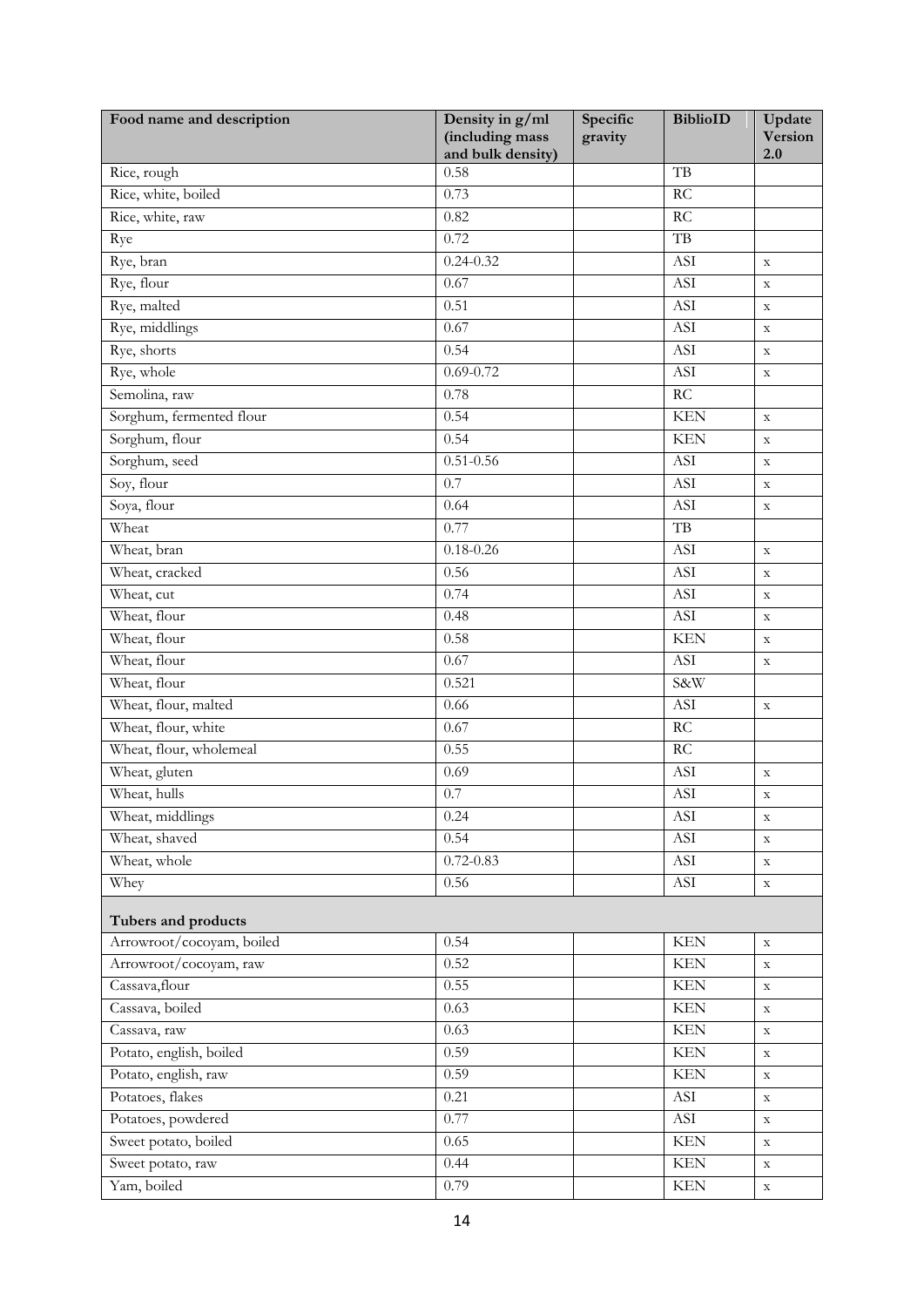| Food name and description | Density in g/ml (including mass and bulk density) | Specific gravity | BiblioID | Update Version 2.0 |
|---|---|---|---|---|
| Rice, rough | 0.58 | | TB | |
| Rice, white, boiled | 0.73 | | RC | |
| Rice, white, raw | 0.82 | | RC | |
| Rye | 0.72 | | TB | |
| Rye, bran | 0.24-0.32 | | ASI | x |
| Rye, flour | 0.67 | | ASI | x |
| Rye, malted | 0.51 | | ASI | x |
| Rye, middlings | 0.67 | | ASI | x |
| Rye, shorts | 0.54 | | ASI | x |
| Rye, whole | 0.69-0.72 | | ASI | x |
| Semolina, raw | 0.78 | | RC | |
| Sorghum, fermented flour | 0.54 | | KEN | x |
| Sorghum, flour | 0.54 | | KEN | x |
| Sorghum, seed | 0.51-0.56 | | ASI | x |
| Soy, flour | 0.7 | | ASI | x |
| Soya, flour | 0.64 | | ASI | x |
| Wheat | 0.77 | | TB | |
| Wheat, bran | 0.18-0.26 | | ASI | x |
| Wheat, cracked | 0.56 | | ASI | x |
| Wheat, cut | 0.74 | | ASI | x |
| Wheat, flour | 0.48 | | ASI | x |
| Wheat, flour | 0.58 | | KEN | x |
| Wheat, flour | 0.67 | | ASI | x |
| Wheat, flour | 0.521 | | S&W | |
| Wheat, flour, malted | 0.66 | | ASI | x |
| Wheat, flour, white | 0.67 | | RC | |
| Wheat, flour, wholemeal | 0.55 | | RC | |
| Wheat, gluten | 0.69 | | ASI | x |
| Wheat, hulls | 0.7 | | ASI | x |
| Wheat, middlings | 0.24 | | ASI | x |
| Wheat, shaved | 0.54 | | ASI | x |
| Wheat, whole | 0.72-0.83 | | ASI | x |
| Whey | 0.56 | | ASI | x |
| **Tubers and products** | | | | |
| Arrowroot/cocoyam, boiled | 0.54 | | KEN | x |
| Arrowroot/cocoyam, raw | 0.52 | | KEN | x |
| Cassava,flour | 0.55 | | KEN | x |
| Cassava, boiled | 0.63 | | KEN | x |
| Cassava, raw | 0.63 | | KEN | x |
| Potato, english, boiled | 0.59 | | KEN | x |
| Potato, english, raw | 0.59 | | KEN | x |
| Potatoes, flakes | 0.21 | | ASI | x |
| Potatoes, powdered | 0.77 | | ASI | x |
| Sweet potato, boiled | 0.65 | | KEN | x |
| Sweet potato, raw | 0.44 | | KEN | x |
| Yam, boiled | 0.79 | | KEN | x |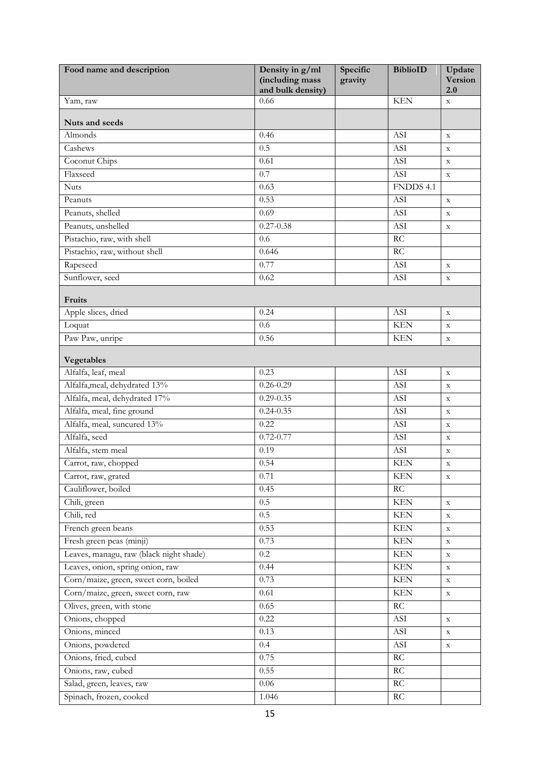| Food name and description | Density in g/ml (including mass and bulk density) | Specific gravity | BiblioID | Update Version 2.0 |
|---|---|---|---|---|
| Yam, raw | 0.66 | | KEN | x |
| **Nuts and seeds** | | | | |
| Almonds | 0.46 | | ASI | x |
| Cashews | 0.5 | | ASI | x |
| Coconut Chips | 0.61 | | ASI | x |
| Flaxseed | 0.7 | | ASI | x |
| Nuts | 0.63 | | FNDDS 4.1 | |
| Peanuts | 0.53 | | ASI | x |
| Peanuts, shelled | 0.69 | | ASI | x |
| Peanuts, unshelled | 0.27-0.38 | | ASI | x |
| Pistachio, raw, with shell | 0.6 | | RC | |
| Pistachio, raw, without shell | 0.646 | | RC | |
| Rapeseed | 0.77 | | ASI | x |
| Sunflower, seed | 0.62 | | ASI | x |
| **Fruits** | | | | |
| Apple slices, dried | 0.24 | | ASI | x |
| Loquat | 0.6 | | KEN | x |
| Paw Paw, unripe | 0.56 | | KEN | x |
| **Vegetables** | | | | |
| Alfalfa, leaf, meal | 0.23 | | ASI | x |
| Alfalfa,meal, dehydrated 13% | 0.26-0.29 | | ASI | x |
| Alfalfa, meal, dehydrated 17% | 0.29-0.35 | | ASI | x |
| Alfalfa, meal, fine ground | 0.24-0.35 | | ASI | x |
| Alfalfa, meal, suncured 13% | 0.22 | | ASI | x |
| Alfalfa, seed | 0.72-0.77 | | ASI | x |
| Alfalfa, stem meal | 0.19 | | ASI | x |
| Carrot, raw, chopped | 0.54 | | KEN | x |
| Carrot, raw, grated | 0.71 | | KEN | x |
| Cauliflower, boiled | 0.45 | | RC | |
| Chili, green | 0.5 | | KEN | x |
| Chili, red | 0.5 | | KEN | x |
| French green beans | 0.53 | | KEN | x |
| Fresh green peas (minji) | 0.73 | | KEN | x |
| Leaves, managu, raw (black night shade) | 0.2 | | KEN | x |
| Leaves, onion, spring onion, raw | 0.44 | | KEN | x |
| Corn/maize, green, sweet corn, boiled | 0.73 | | KEN | x |
| Corn/maize, green, sweet corn, raw | 0.61 | | KEN | x |
| Olives, green, with stone | 0.65 | | RC | |
| Onions, chopped | 0.22 | | ASI | x |
| Onions, minced | 0.13 | | ASI | x |
| Onions, powdered | 0.4 | | ASI | x |
| Onions, fried, cubed | 0.75 | | RC | |
| Onions, raw, cubed | 0.55 | | RC | |
| Salad, green, leaves, raw | 0.06 | | RC | |
| Spinach, frozen, cooked | 1.046 | | RC | |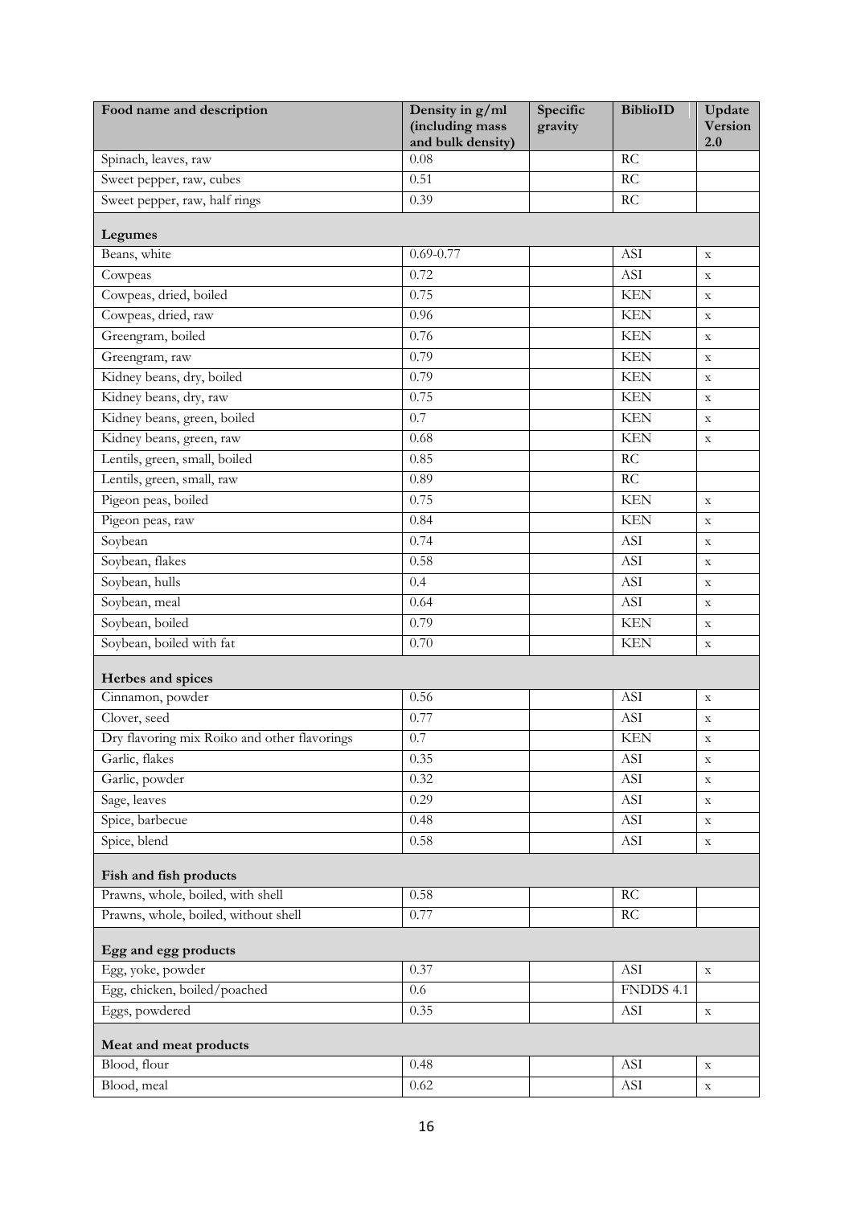| Food name and description | Density in g/ml (including mass and bulk density) | Specific gravity | BiblioID | Update Version 2.0 |
|---|---|---|---|---|
| Spinach, leaves, raw | 0.08 | | RC | |
| Sweet pepper, raw, cubes | 0.51 | | RC | |
| Sweet pepper, raw, half rings | 0.39 | | RC | |
| **Legumes** | | | | |
| Beans, white | 0.69-0.77 | | ASI | x |
| Cowpeas | 0.72 | | ASI | x |
| Cowpeas, dried, boiled | 0.75 | | KEN | x |
| Cowpeas, dried, raw | 0.96 | | KEN | x |
| Greengram, boiled | 0.76 | | KEN | x |
| Greengram, raw | 0.79 | | KEN | x |
| Kidney beans, dry, boiled | 0.79 | | KEN | x |
| Kidney beans, dry, raw | 0.75 | | KEN | x |
| Kidney beans, green, boiled | 0.7 | | KEN | x |
| Kidney beans, green, raw | 0.68 | | KEN | x |
| Lentils, green, small, boiled | 0.85 | | RC | |
| Lentils, green, small, raw | 0.89 | | RC | |
| Pigeon peas, boiled | 0.75 | | KEN | x |
| Pigeon peas, raw | 0.84 | | KEN | x |
| Soybean | 0.74 | | ASI | x |
| Soybean, flakes | 0.58 | | ASI | x |
| Soybean, hulls | 0.4 | | ASI | x |
| Soybean, meal | 0.64 | | ASI | x |
| Soybean, boiled | 0.79 | | KEN | x |
| Soybean, boiled with fat | 0.70 | | KEN | x |
| **Herbes and spices** | | | | |
| Cinnamon, powder | 0.56 | | ASI | x |
| Clover, seed | 0.77 | | ASI | x |
| Dry flavoring mix Roiko and other flavorings | 0.7 | | KEN | x |
| Garlic, flakes | 0.35 | | ASI | x |
| Garlic, powder | 0.32 | | ASI | x |
| Sage, leaves | 0.29 | | ASI | x |
| Spice, barbecue | 0.48 | | ASI | x |
| Spice, blend | 0.58 | | ASI | x |
| **Fish and fish products** | | | | |
| Prawns, whole, boiled, with shell | 0.58 | | RC | |
| Prawns, whole, boiled, without shell | 0.77 | | RC | |
| **Egg and egg products** | | | | |
| Egg, yoke, powder | 0.37 | | ASI | x |
| Egg, chicken, boiled/poached | 0.6 | | FNDDS 4.1 | |
| Eggs, powdered | 0.35 | | ASI | x |
| **Meat and meat products** | | | | |
| Blood, flour | 0.48 | | ASI | x |
| Blood, meal | 0.62 | | ASI | x |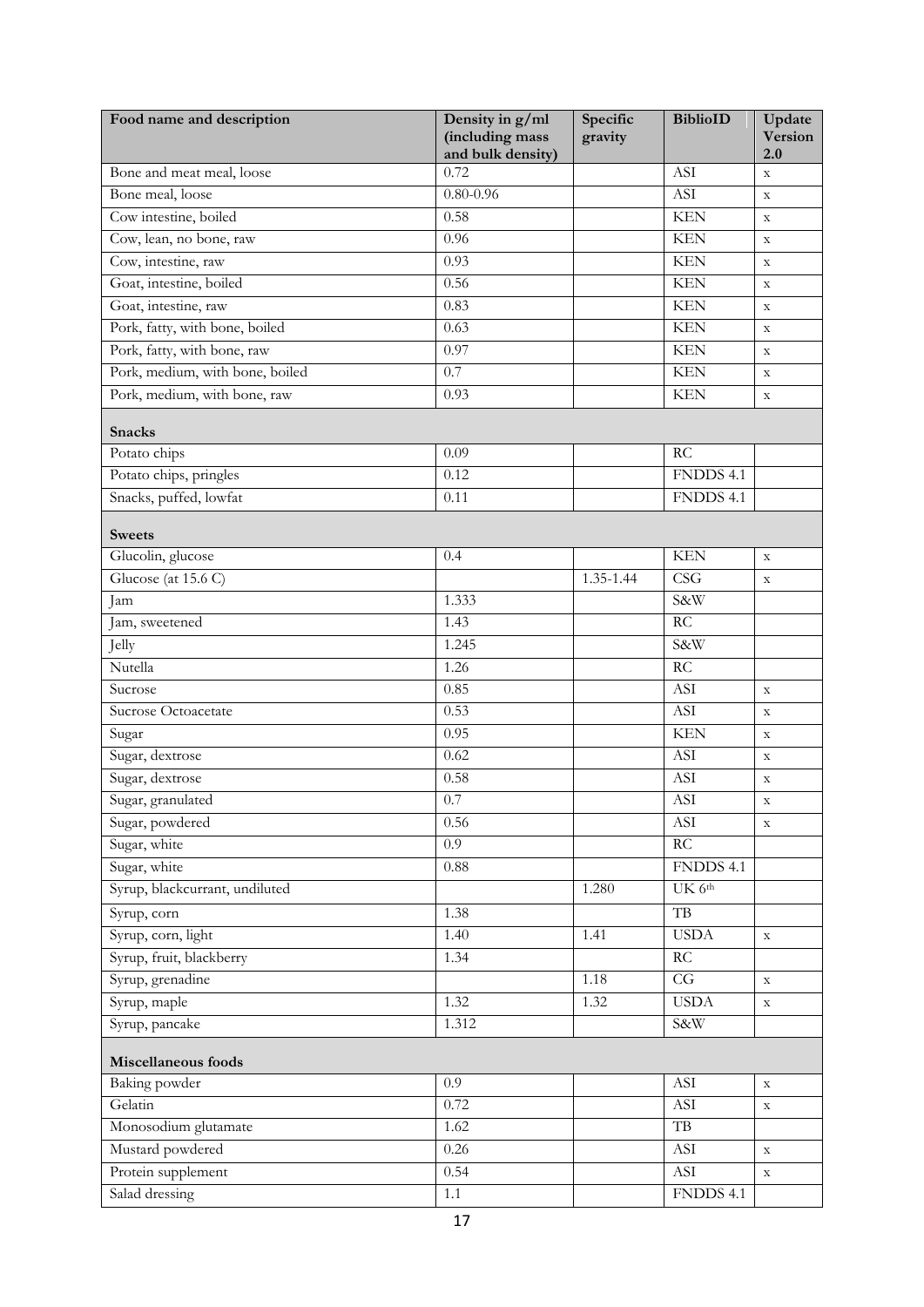| Food name and description | Density in g/ml (including mass and bulk density) | Specific gravity | BiblioID | Update Version 2.0 |
|---|---|---|---|---|
| Bone and meat meal, loose | 0.72 | | ASI | x |
| Bone meal, loose | 0.80-0.96 | | ASI | x |
| Cow intestine, boiled | 0.58 | | KEN | x |
| Cow, lean, no bone, raw | 0.96 | | KEN | x |
| Cow, intestine, raw | 0.93 | | KEN | x |
| Goat, intestine, boiled | 0.56 | | KEN | x |
| Goat, intestine, raw | 0.83 | | KEN | x |
| Pork, fatty, with bone, boiled | 0.63 | | KEN | x |
| Pork, fatty, with bone, raw | 0.97 | | KEN | x |
| Pork, medium, with bone, boiled | 0.7 | | KEN | x |
| Pork, medium, with bone, raw | 0.93 | | KEN | x |
| **Snacks** | | | | |
| Potato chips | 0.09 | | RC | |
| Potato chips, pringles | 0.12 | | FNDDS 4.1 | |
| Snacks, puffed, lowfat | 0.11 | | FNDDS 4.1 | |
| **Sweets** | | | | |
| Glucolin, glucose | 0.4 | | KEN | x |
| Glucose (at 15.6 C) | | 1.35-1.44 | CSG | x |
| Jam | 1.333 | | S&W | |
| Jam, sweetened | 1.43 | | RC | |
| Jelly | 1.245 | | S&W | |
| Nutella | 1.26 | | RC | |
| Sucrose | 0.85 | | ASI | x |
| Sucrose Octoacetate | 0.53 | | ASI | x |
| Sugar | 0.95 | | KEN | x |
| Sugar, dextrose | 0.62 | | ASI | x |
| Sugar, dextrose | 0.58 | | ASI | x |
| Sugar, granulated | 0.7 | | ASI | x |
| Sugar, powdered | 0.56 | | ASI | x |
| Sugar, white | 0.9 | | RC | |
| Sugar, white | 0.88 | | FNDDS 4.1 | |
| Syrup, blackcurrant, undiluted | | 1.280 | UK 6th | |
| Syrup, corn | 1.38 | | TB | |
| Syrup, corn, light | 1.40 | 1.41 | USDA | x |
| Syrup, fruit, blackberry | 1.34 | | RC | |
| Syrup, grenadine | | 1.18 | CG | x |
| Syrup, maple | 1.32 | 1.32 | USDA | x |
| Syrup, pancake | 1.312 | | S&W | |
| **Miscellaneous foods** | | | | |
| Baking powder | 0.9 | | ASI | x |
| Gelatin | 0.72 | | ASI | x |
| Monosodium glutamate | 1.62 | | TB | |
| Mustard powdered | 0.26 | | ASI | x |
| Protein supplement | 0.54 | | ASI | x |
| Salad dressing | 1.1 | | FNDDS 4.1 | |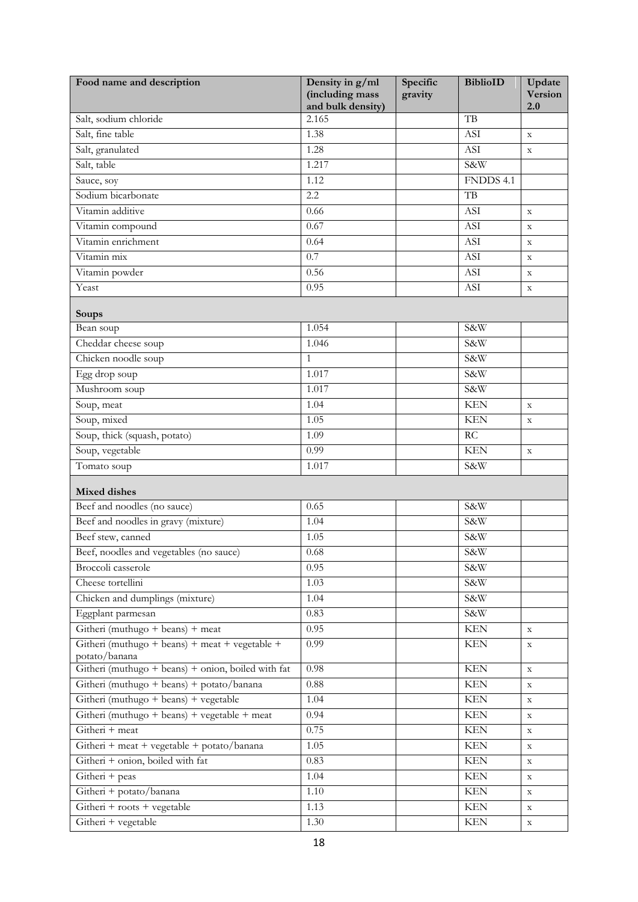| Food name and description | Density in g/ml (including mass and bulk density) | Specific gravity | BiblioID | Update Version 2.0 |
|---|---|---|---|---|
| Salt, sodium chloride | 2.165 | | TB | |
| Salt, fine table | 1.38 | | ASI | x |
| Salt, granulated | 1.28 | | ASI | x |
| Salt, table | 1.217 | | S&W | |
| Sauce, soy | 1.12 | | FNDDS 4.1 | |
| Sodium bicarbonate | 2.2 | | TB | |
| Vitamin additive | 0.66 | | ASI | x |
| Vitamin compound | 0.67 | | ASI | x |
| Vitamin enrichment | 0.64 | | ASI | x |
| Vitamin mix | 0.7 | | ASI | x |
| Vitamin powder | 0.56 | | ASI | x |
| Yeast | 0.95 | | ASI | x |
| **Soups** | | | | |
| Bean soup | 1.054 | | S&W | |
| Cheddar cheese soup | 1.046 | | S&W | |
| Chicken noodle soup | 1 | | S&W | |
| Egg drop soup | 1.017 | | S&W | |
| Mushroom soup | 1.017 | | S&W | |
| Soup, meat | 1.04 | | KEN | x |
| Soup, mixed | 1.05 | | KEN | x |
| Soup, thick (squash, potato) | 1.09 | | RC | |
| Soup, vegetable | 0.99 | | KEN | x |
| Tomato soup | 1.017 | | S&W | |
| **Mixed dishes** | | | | |
| Beef and noodles (no sauce) | 0.65 | | S&W | |
| Beef and noodles in gravy (mixture) | 1.04 | | S&W | |
| Beef stew, canned | 1.05 | | S&W | |
| Beef, noodles and vegetables (no sauce) | 0.68 | | S&W | |
| Broccoli casserole | 0.95 | | S&W | |
| Cheese tortellini | 1.03 | | S&W | |
| Chicken and dumplings (mixture) | 1.04 | | S&W | |
| Eggplant parmesan | 0.83 | | S&W | |
| Githeri (muthugo + beans) + meat | 0.95 | | KEN | x |
| Githeri (muthugo + beans) + meat + vegetable + potato/banana | 0.99 | | KEN | x |
| Githeri (muthugo + beans) + onion, boiled with fat | 0.98 | | KEN | x |
| Githeri (muthugo + beans) + potato/banana | 0.88 | | KEN | x |
| Githeri (muthugo + beans) + vegetable | 1.04 | | KEN | x |
| Githeri (muthugo + beans) + vegetable + meat | 0.94 | | KEN | x |
| Githeri + meat | 0.75 | | KEN | x |
| Githeri + meat + vegetable + potato/banana | 1.05 | | KEN | x |
| Githeri + onion, boiled with fat | 0.83 | | KEN | x |
| Githeri + peas | 1.04 | | KEN | x |
| Githeri + potato/banana | 1.10 | | KEN | x |
| Githeri + roots + vegetable | 1.13 | | KEN | x |
| Githeri + vegetable | 1.30 | | KEN | x |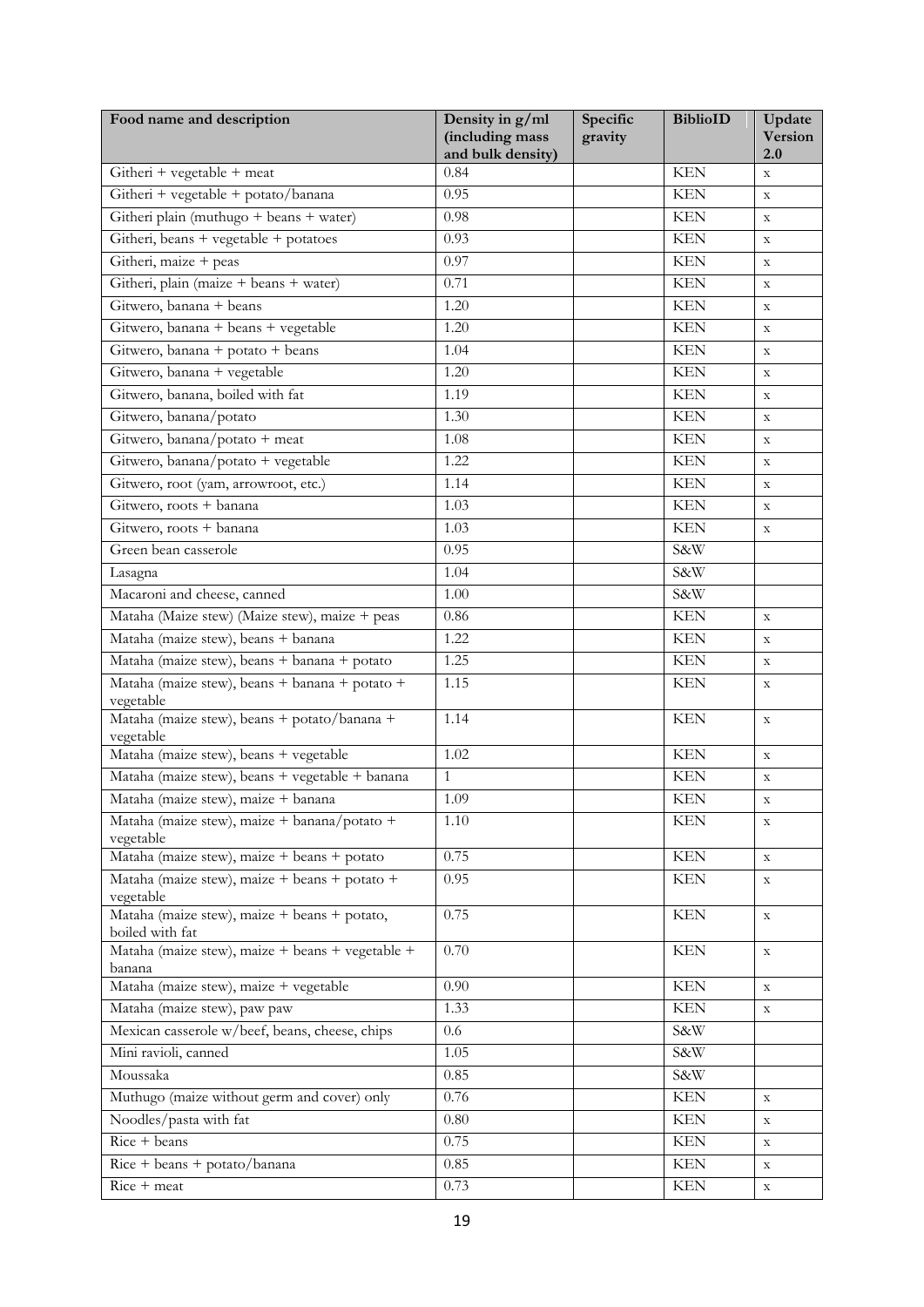| Food name and description | Density in g/ml (including mass and bulk density) | Specific gravity | BiblioID | Update Version 2.0 |
|---|---|---|---|---|
| Githeri + vegetable + meat | 0.84 | | KEN | x |
| Githeri + vegetable + potato/banana | 0.95 | | KEN | x |
| Githeri plain (muthugo + beans + water) | 0.98 | | KEN | x |
| Githeri, beans + vegetable + potatoes | 0.93 | | KEN | x |
| Githeri, maize + peas | 0.97 | | KEN | x |
| Githeri, plain (maize + beans + water) | 0.71 | | KEN | x |
| Gitwero, banana + beans | 1.20 | | KEN | x |
| Gitwero, banana + beans + vegetable | 1.20 | | KEN | x |
| Gitwero, banana + potato + beans | 1.04 | | KEN | x |
| Gitwero, banana + vegetable | 1.20 | | KEN | x |
| Gitwero, banana, boiled with fat | 1.19 | | KEN | x |
| Gitwero, banana/potato | 1.30 | | KEN | x |
| Gitwero, banana/potato + meat | 1.08 | | KEN | x |
| Gitwero, banana/potato + vegetable | 1.22 | | KEN | x |
| Gitwero, root (yam, arrowroot, etc.) | 1.14 | | KEN | x |
| Gitwero, roots + banana | 1.03 | | KEN | x |
| Gitwero, roots + banana | 1.03 | | KEN | x |
| Green bean casserole | 0.95 | | S&W | |
| Lasagna | 1.04 | | S&W | |
| Macaroni and cheese, canned | 1.00 | | S&W | |
| Mataha (Maize stew) (Maize stew), maize + peas | 0.86 | | KEN | x |
| Mataha (maize stew), beans + banana | 1.22 | | KEN | x |
| Mataha (maize stew), beans + banana + potato | 1.25 | | KEN | x |
| Mataha (maize stew), beans + banana + potato + vegetable | 1.15 | | KEN | x |
| Mataha (maize stew), beans + potato/banana + vegetable | 1.14 | | KEN | x |
| Mataha (maize stew), beans + vegetable | 1.02 | | KEN | x |
| Mataha (maize stew), beans + vegetable + banana | 1 | | KEN | x |
| Mataha (maize stew), maize + banana | 1.09 | | KEN | x |
| Mataha (maize stew), maize + banana/potato + vegetable | 1.10 | | KEN | x |
| Mataha (maize stew), maize + beans + potato | 0.75 | | KEN | x |
| Mataha (maize stew), maize + beans + potato + vegetable | 0.95 | | KEN | x |
| Mataha (maize stew), maize + beans + potato, boiled with fat | 0.75 | | KEN | x |
| Mataha (maize stew), maize + beans + vegetable + banana | 0.70 | | KEN | x |
| Mataha (maize stew), maize + vegetable | 0.90 | | KEN | x |
| Mataha (maize stew), paw paw | 1.33 | | KEN | x |
| Mexican casserole w/beef, beans, cheese, chips | 0.6 | | S&W | |
| Mini ravioli, canned | 1.05 | | S&W | |
| Moussaka | 0.85 | | S&W | |
| Muthugo (maize without germ and cover) only | 0.76 | | KEN | x |
| Noodles/pasta with fat | 0.80 | | KEN | x |
| Rice + beans | 0.75 | | KEN | x |
| Rice + beans + potato/banana | 0.85 | | KEN | x |
| Rice + meat | 0.73 | | KEN | x |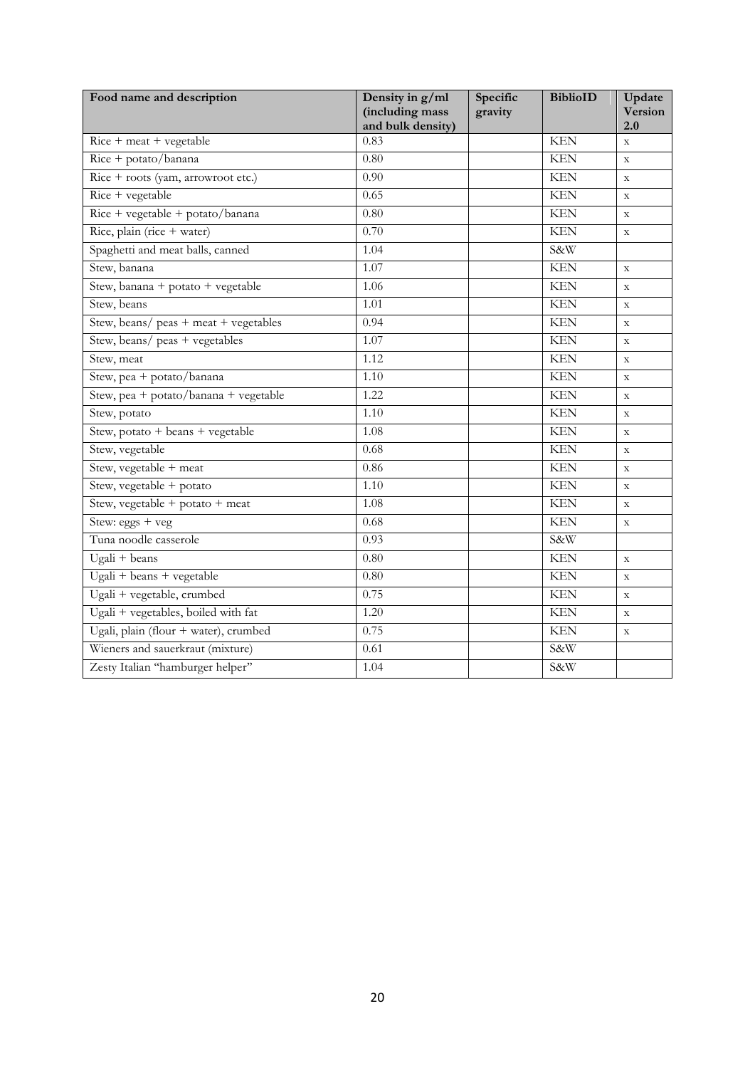| Food name and description | Density in g/ml (including mass and bulk density) | Specific gravity | BiblioID | Update Version 2.0 |
|---|---|---|---|---|
| Rice + meat + vegetable | 0.83 | | KEN | x |
| Rice + potato/banana | 0.80 | | KEN | x |
| Rice + roots (yam, arrowroot etc.) | 0.90 | | KEN | x |
| Rice + vegetable | 0.65 | | KEN | x |
| Rice + vegetable + potato/banana | 0.80 | | KEN | x |
| Rice, plain (rice + water) | 0.70 | | KEN | x |
| Spaghetti and meat balls, canned | 1.04 | | S&W | |
| Stew, banana | 1.07 | | KEN | x |
| Stew, banana + potato + vegetable | 1.06 | | KEN | x |
| Stew, beans | 1.01 | | KEN | x |
| Stew, beans/ peas + meat + vegetables | 0.94 | | KEN | x |
| Stew, beans/ peas + vegetables | 1.07 | | KEN | x |
| Stew, meat | 1.12 | | KEN | x |
| Stew, pea + potato/banana | 1.10 | | KEN | x |
| Stew, pea + potato/banana + vegetable | 1.22 | | KEN | x |
| Stew, potato | 1.10 | | KEN | x |
| Stew, potato + beans + vegetable | 1.08 | | KEN | x |
| Stew, vegetable | 0.68 | | KEN | x |
| Stew, vegetable + meat | 0.86 | | KEN | x |
| Stew, vegetable + potato | 1.10 | | KEN | x |
| Stew, vegetable + potato + meat | 1.08 | | KEN | x |
| Stew: eggs + veg | 0.68 | | KEN | x |
| Tuna noodle casserole | 0.93 | | S&W | |
| Ugali + beans | 0.80 | | KEN | x |
| Ugali + beans + vegetable | 0.80 | | KEN | x |
| Ugali + vegetable, crumbed | 0.75 | | KEN | x |
| Ugali + vegetables, boiled with fat | 1.20 | | KEN | x |
| Ugali, plain (flour + water), crumbed | 0.75 | | KEN | x |
| Wieners and sauerkraut (mixture) | 0.61 | | S&W | |
| Zesty Italian "hamburger helper" | 1.04 | | S&W | |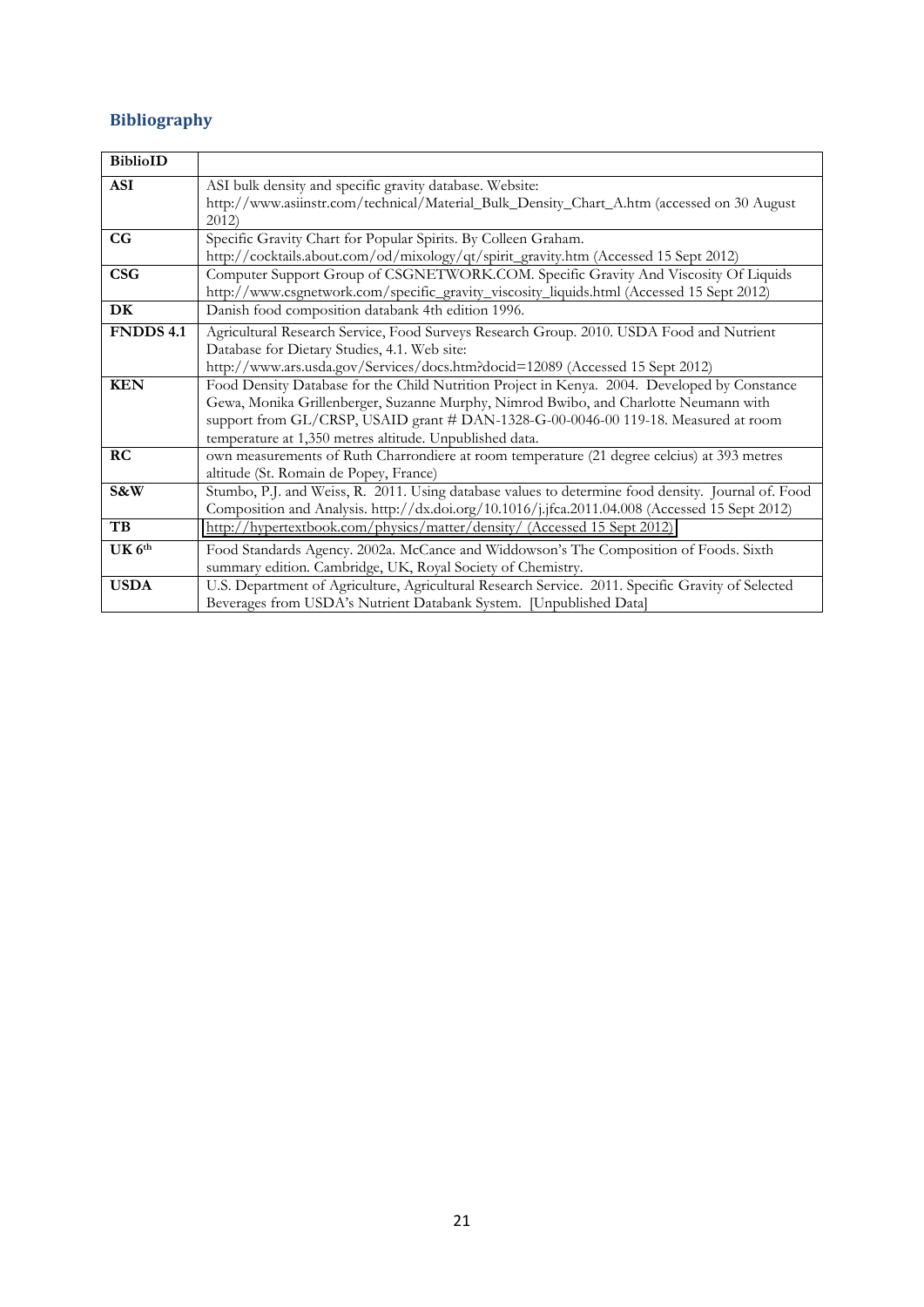## Bibliography

| BiblioID | |
|---|---|
| ASI | ASI bulk density and specific gravity database. Website: http://www.asiinstr.com/technical/Material_Bulk_Density_Chart_A.htm (accessed on 30 August 2012) |
| CG | Specific Gravity Chart for Popular Spirits. By Colleen Graham. http://cocktails.about.com/od/mixology/qt/spirit_gravity.htm (Accessed 15 Sept 2012) |
| CSG | Computer Support Group of CSGNETWORK.COM. Specific Gravity And Viscosity Of Liquids http://www.csgnetwork.com/specific_gravity_viscosity_liquids.html (Accessed 15 Sept 2012) |
| DK | Danish food composition databank 4th edition 1996. |
| FNDDS 4.1 | Agricultural Research Service, Food Surveys Research Group. 2010. USDA Food and Nutrient Database for Dietary Studies, 4.1. Web site: http://www.ars.usda.gov/Services/docs.htm?docid=12089 (Accessed 15 Sept 2012) |
| KEN | Food Density Database for the Child Nutrition Project in Kenya. 2004. Developed by Constance Gewa, Monika Grillenberger, Suzanne Murphy, Nimrod Bwibo, and Charlotte Neumann with support from GL/CRSP, USAID grant # DAN-1328-G-00-0046-00 119-18. Measured at room temperature at 1,350 metres altitude. Unpublished data. |
| RC | own measurements of Ruth Charrondiere at room temperature (21 degree celcius) at 393 metres altitude (St. Romain de Popey, France) |
| S&W | Stumbo, P.J. and Weiss, R. 2011. Using database values to determine food density. Journal of. Food Composition and Analysis. http://dx.doi.org/10.1016/j.jfca.2011.04.008 (Accessed 15 Sept 2012) |
| TB | http://hypertextbook.com/physics/matter/density/ (Accessed 15 Sept 2012) |
| UK 6th | Food Standards Agency. 2002a. McCance and Widdowson's The Composition of Foods. Sixth summary edition. Cambridge, UK, Royal Society of Chemistry. |
| USDA | U.S. Department of Agriculture, Agricultural Research Service. 2011. Specific Gravity of Selected Beverages from USDA's Nutrient Databank System. [Unpublished Data] |